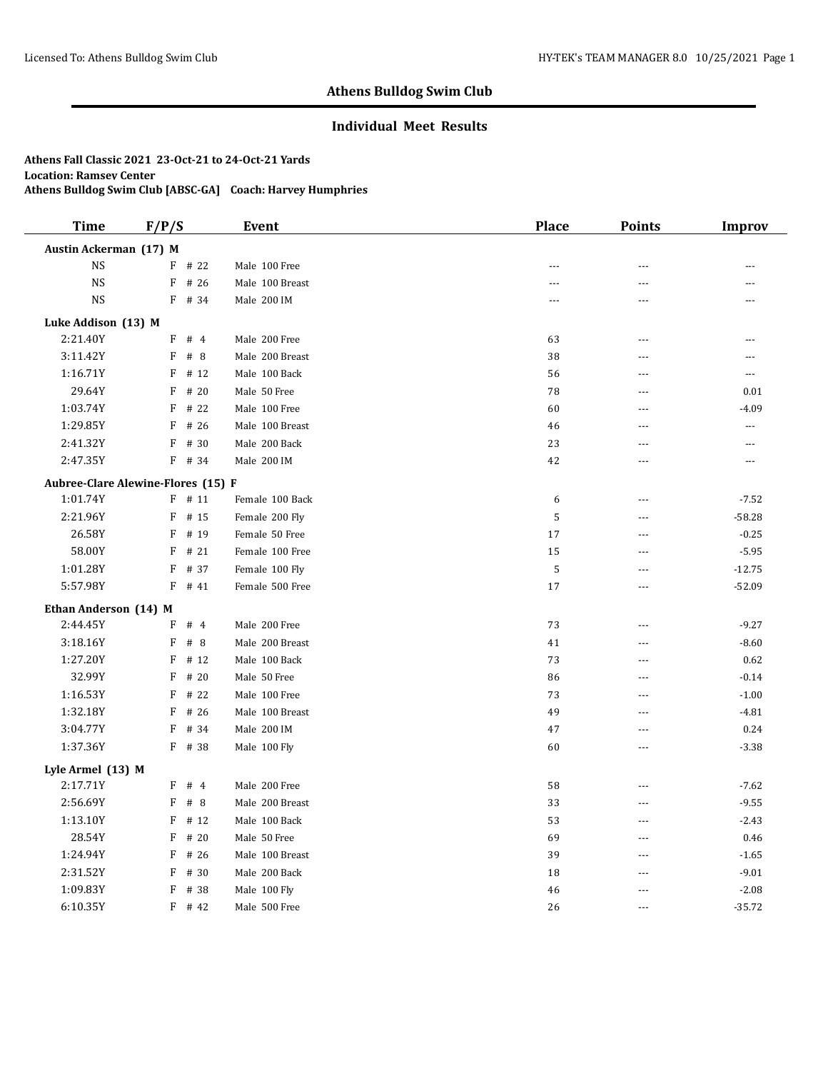# Athens Bulldog Swim Club

## Individual Meet Results

**Athens Fall Classic 2021 23-Oct-21 to 24-Oct-21 Yards**
**Location: Ramsey Center**
**Athens Bulldog Swim Club [ABSC-GA] Coach: Harvey Humphries**

| Time | F/P/S | Event | Place | Points | Improv |
|---|---|---|---|---|---|
| **Austin Ackerman (17) M** | | | | | |
| NS | F # 22 | Male 100 Free | --- | --- | --- |
| NS | F # 26 | Male 100 Breast | --- | --- | --- |
| NS | F # 34 | Male 200 IM | --- | --- | --- |
| **Luke Addison (13) M** | | | | | |
| 2:21.40Y | F # 4 | Male 200 Free | 63 | --- | --- |
| 3:11.42Y | F # 8 | Male 200 Breast | 38 | --- | --- |
| 1:16.71Y | F # 12 | Male 100 Back | 56 | --- | --- |
| 29.64Y | F # 20 | Male 50 Free | 78 | --- | 0.01 |
| 1:03.74Y | F # 22 | Male 100 Free | 60 | --- | -4.09 |
| 1:29.85Y | F # 26 | Male 100 Breast | 46 | --- | --- |
| 2:41.32Y | F # 30 | Male 200 Back | 23 | --- | --- |
| 2:47.35Y | F # 34 | Male 200 IM | 42 | --- | --- |
| **Aubree-Clare Alewine-Flores (15) F** | | | | | |
| 1:01.74Y | F # 11 | Female 100 Back | 6 | --- | -7.52 |
| 2:21.96Y | F # 15 | Female 200 Fly | 5 | --- | -58.28 |
| 26.58Y | F # 19 | Female 50 Free | 17 | --- | -0.25 |
| 58.00Y | F # 21 | Female 100 Free | 15 | --- | -5.95 |
| 1:01.28Y | F # 37 | Female 100 Fly | 5 | --- | -12.75 |
| 5:57.98Y | F # 41 | Female 500 Free | 17 | --- | -52.09 |
| **Ethan Anderson (14) M** | | | | | |
| 2:44.45Y | F # 4 | Male 200 Free | 73 | --- | -9.27 |
| 3:18.16Y | F # 8 | Male 200 Breast | 41 | --- | -8.60 |
| 1:27.20Y | F # 12 | Male 100 Back | 73 | --- | 0.62 |
| 32.99Y | F # 20 | Male 50 Free | 86 | --- | -0.14 |
| 1:16.53Y | F # 22 | Male 100 Free | 73 | --- | -1.00 |
| 1:32.18Y | F # 26 | Male 100 Breast | 49 | --- | -4.81 |
| 3:04.77Y | F # 34 | Male 200 IM | 47 | --- | 0.24 |
| 1:37.36Y | F # 38 | Male 100 Fly | 60 | --- | -3.38 |
| **Lyle Armel (13) M** | | | | | |
| 2:17.71Y | F # 4 | Male 200 Free | 58 | --- | -7.62 |
| 2:56.69Y | F # 8 | Male 200 Breast | 33 | --- | -9.55 |
| 1:13.10Y | F # 12 | Male 100 Back | 53 | --- | -2.43 |
| 28.54Y | F # 20 | Male 50 Free | 69 | --- | 0.46 |
| 1:24.94Y | F # 26 | Male 100 Breast | 39 | --- | -1.65 |
| 2:31.52Y | F # 30 | Male 200 Back | 18 | --- | -9.01 |
| 1:09.83Y | F # 38 | Male 100 Fly | 46 | --- | -2.08 |
| 6:10.35Y | F # 42 | Male 500 Free | 26 | --- | -35.72 |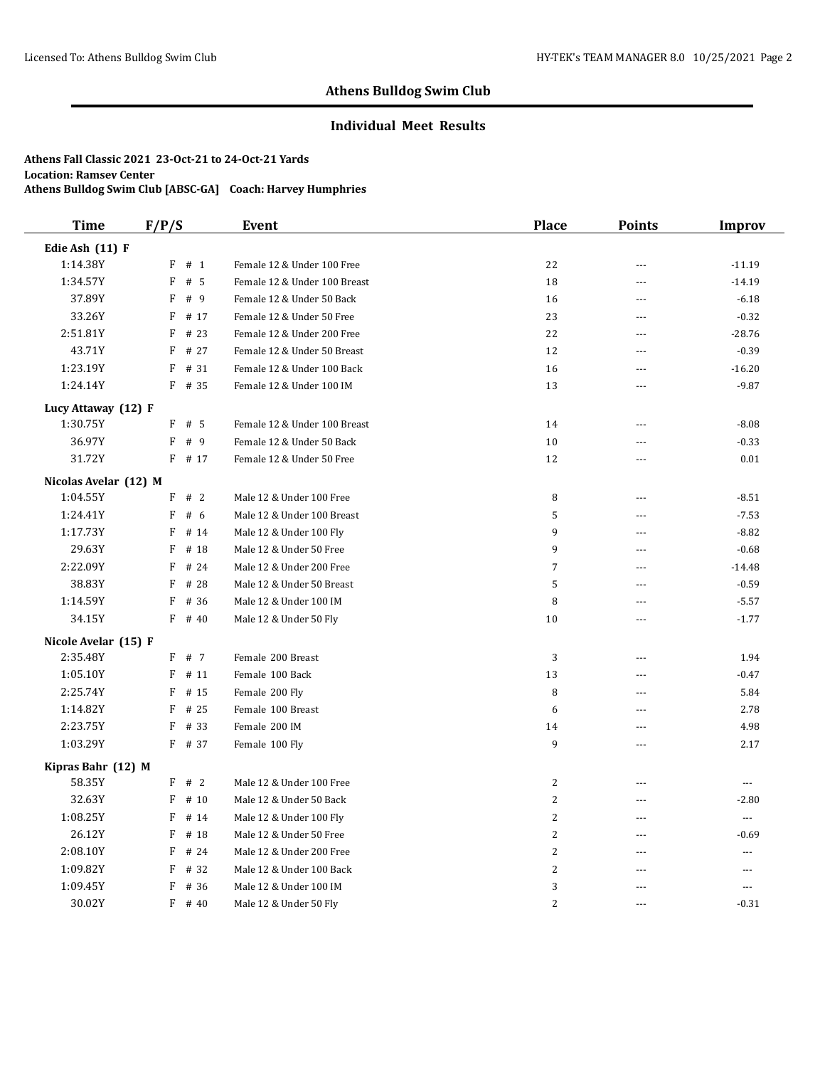## Athens Bulldog Swim Club

### Individual Meet Results

**Athens Fall Classic 2021 23-Oct-21 to 24-Oct-21 Yards**
**Location: Ramsey Center**
**Athens Bulldog Swim Club [ABSC-GA] Coach: Harvey Humphries**

| Time | F/P/S | Event | Place | Points | Improv |
|---|---|---|---|---|---|
| **Edie Ash (11) F** | | | | | |
| 1:14.38Y | F # 1 | Female 12 & Under 100 Free | 22 | --- | -11.19 |
| 1:34.57Y | F # 5 | Female 12 & Under 100 Breast | 18 | --- | -14.19 |
| 37.89Y | F # 9 | Female 12 & Under 50 Back | 16 | --- | -6.18 |
| 33.26Y | F # 17 | Female 12 & Under 50 Free | 23 | --- | -0.32 |
| 2:51.81Y | F # 23 | Female 12 & Under 200 Free | 22 | --- | -28.76 |
| 43.71Y | F # 27 | Female 12 & Under 50 Breast | 12 | --- | -0.39 |
| 1:23.19Y | F # 31 | Female 12 & Under 100 Back | 16 | --- | -16.20 |
| 1:24.14Y | F # 35 | Female 12 & Under 100 IM | 13 | --- | -9.87 |
| **Lucy Attaway (12) F** | | | | | |
| 1:30.75Y | F # 5 | Female 12 & Under 100 Breast | 14 | --- | -8.08 |
| 36.97Y | F # 9 | Female 12 & Under 50 Back | 10 | --- | -0.33 |
| 31.72Y | F # 17 | Female 12 & Under 50 Free | 12 | --- | 0.01 |
| **Nicolas Avelar (12) M** | | | | | |
| 1:04.55Y | F # 2 | Male 12 & Under 100 Free | 8 | --- | -8.51 |
| 1:24.41Y | F # 6 | Male 12 & Under 100 Breast | 5 | --- | -7.53 |
| 1:17.73Y | F # 14 | Male 12 & Under 100 Fly | 9 | --- | -8.82 |
| 29.63Y | F # 18 | Male 12 & Under 50 Free | 9 | --- | -0.68 |
| 2:22.09Y | F # 24 | Male 12 & Under 200 Free | 7 | --- | -14.48 |
| 38.83Y | F # 28 | Male 12 & Under 50 Breast | 5 | --- | -0.59 |
| 1:14.59Y | F # 36 | Male 12 & Under 100 IM | 8 | --- | -5.57 |
| 34.15Y | F # 40 | Male 12 & Under 50 Fly | 10 | --- | -1.77 |
| **Nicole Avelar (15) F** | | | | | |
| 2:35.48Y | F # 7 | Female 200 Breast | 3 | --- | 1.94 |
| 1:05.10Y | F # 11 | Female 100 Back | 13 | --- | -0.47 |
| 2:25.74Y | F # 15 | Female 200 Fly | 8 | --- | 5.84 |
| 1:14.82Y | F # 25 | Female 100 Breast | 6 | --- | 2.78 |
| 2:23.75Y | F # 33 | Female 200 IM | 14 | --- | 4.98 |
| 1:03.29Y | F # 37 | Female 100 Fly | 9 | --- | 2.17 |
| **Kipras Bahr (12) M** | | | | | |
| 58.35Y | F # 2 | Male 12 & Under 100 Free | 2 | --- | --- |
| 32.63Y | F # 10 | Male 12 & Under 50 Back | 2 | --- | -2.80 |
| 1:08.25Y | F # 14 | Male 12 & Under 100 Fly | 2 | --- | --- |
| 26.12Y | F # 18 | Male 12 & Under 50 Free | 2 | --- | -0.69 |
| 2:08.10Y | F # 24 | Male 12 & Under 200 Free | 2 | --- | --- |
| 1:09.82Y | F # 32 | Male 12 & Under 100 Back | 2 | --- | --- |
| 1:09.45Y | F # 36 | Male 12 & Under 100 IM | 3 | --- | --- |
| 30.02Y | F # 40 | Male 12 & Under 50 Fly | 2 | --- | -0.31 |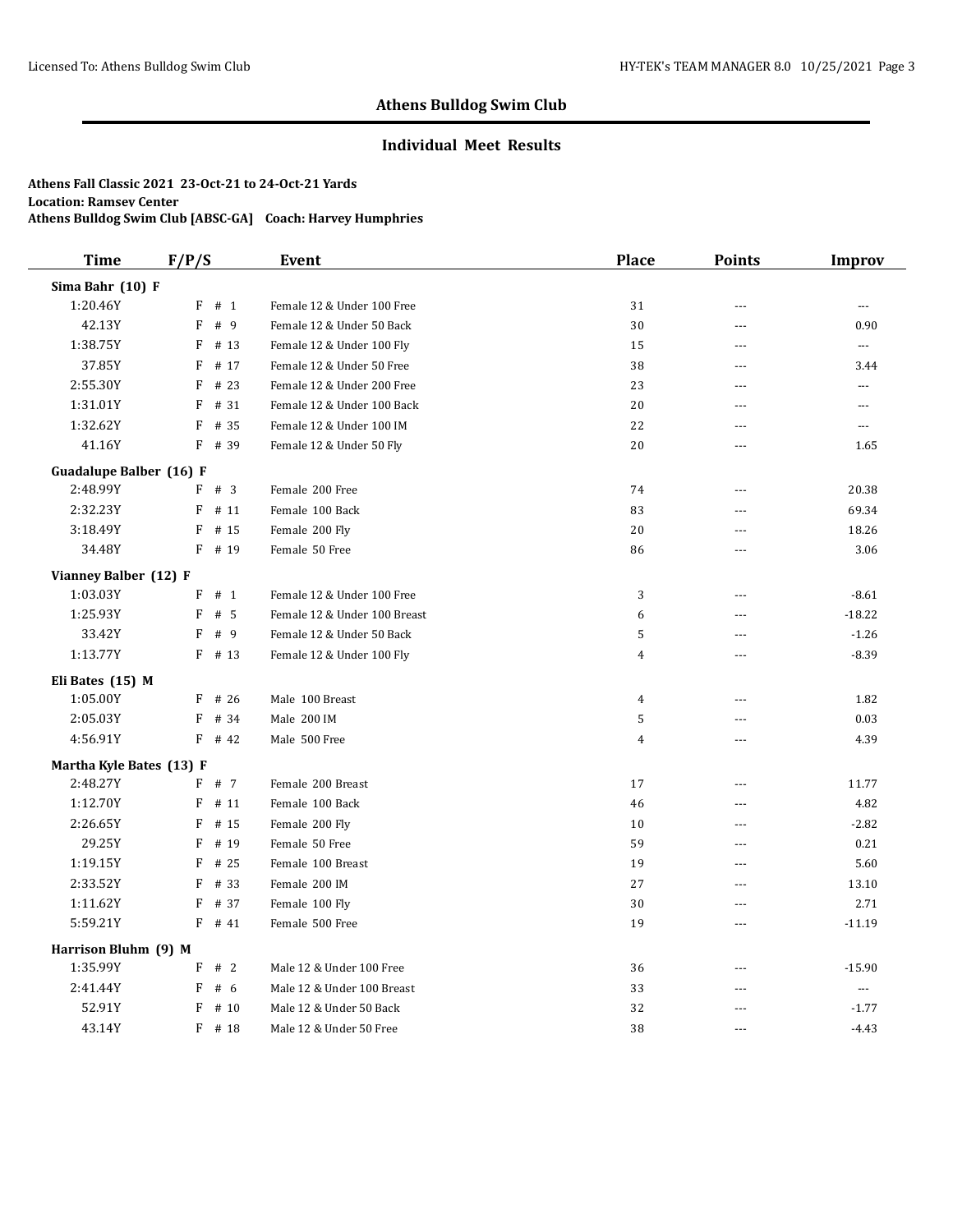## Athens Bulldog Swim Club

### Individual Meet Results

**Athens Fall Classic 2021 23-Oct-21 to 24-Oct-21 Yards**
**Location: Ramsey Center**
**Athens Bulldog Swim Club [ABSC-GA] Coach: Harvey Humphries**

| Time | F/P/S | Event | Place | Points | Improv |
|---|---|---|---|---|---|
| **Sima Bahr (10) F** | | | | | |
| 1:20.46Y | F # 1 | Female 12 & Under 100 Free | 31 | --- | --- |
| 42.13Y | F # 9 | Female 12 & Under 50 Back | 30 | --- | 0.90 |
| 1:38.75Y | F # 13 | Female 12 & Under 100 Fly | 15 | --- | --- |
| 37.85Y | F # 17 | Female 12 & Under 50 Free | 38 | --- | 3.44 |
| 2:55.30Y | F # 23 | Female 12 & Under 200 Free | 23 | --- | --- |
| 1:31.01Y | F # 31 | Female 12 & Under 100 Back | 20 | --- | --- |
| 1:32.62Y | F # 35 | Female 12 & Under 100 IM | 22 | --- | --- |
| 41.16Y | F # 39 | Female 12 & Under 50 Fly | 20 | --- | 1.65 |
| **Guadalupe Balber (16) F** | | | | | |
| 2:48.99Y | F # 3 | Female 200 Free | 74 | --- | 20.38 |
| 2:32.23Y | F # 11 | Female 100 Back | 83 | --- | 69.34 |
| 3:18.49Y | F # 15 | Female 200 Fly | 20 | --- | 18.26 |
| 34.48Y | F # 19 | Female 50 Free | 86 | --- | 3.06 |
| **Vianney Balber (12) F** | | | | | |
| 1:03.03Y | F # 1 | Female 12 & Under 100 Free | 3 | --- | -8.61 |
| 1:25.93Y | F # 5 | Female 12 & Under 100 Breast | 6 | --- | -18.22 |
| 33.42Y | F # 9 | Female 12 & Under 50 Back | 5 | --- | -1.26 |
| 1:13.77Y | F # 13 | Female 12 & Under 100 Fly | 4 | --- | -8.39 |
| **Eli Bates (15) M** | | | | | |
| 1:05.00Y | F # 26 | Male 100 Breast | 4 | --- | 1.82 |
| 2:05.03Y | F # 34 | Male 200 IM | 5 | --- | 0.03 |
| 4:56.91Y | F # 42 | Male 500 Free | 4 | --- | 4.39 |
| **Martha Kyle Bates (13) F** | | | | | |
| 2:48.27Y | F # 7 | Female 200 Breast | 17 | --- | 11.77 |
| 1:12.70Y | F # 11 | Female 100 Back | 46 | --- | 4.82 |
| 2:26.65Y | F # 15 | Female 200 Fly | 10 | --- | -2.82 |
| 29.25Y | F # 19 | Female 50 Free | 59 | --- | 0.21 |
| 1:19.15Y | F # 25 | Female 100 Breast | 19 | --- | 5.60 |
| 2:33.52Y | F # 33 | Female 200 IM | 27 | --- | 13.10 |
| 1:11.62Y | F # 37 | Female 100 Fly | 30 | --- | 2.71 |
| 5:59.21Y | F # 41 | Female 500 Free | 19 | --- | -11.19 |
| **Harrison Bluhm (9) M** | | | | | |
| 1:35.99Y | F # 2 | Male 12 & Under 100 Free | 36 | --- | -15.90 |
| 2:41.44Y | F # 6 | Male 12 & Under 100 Breast | 33 | --- | --- |
| 52.91Y | F # 10 | Male 12 & Under 50 Back | 32 | --- | -1.77 |
| 43.14Y | F # 18 | Male 12 & Under 50 Free | 38 | --- | -4.43 |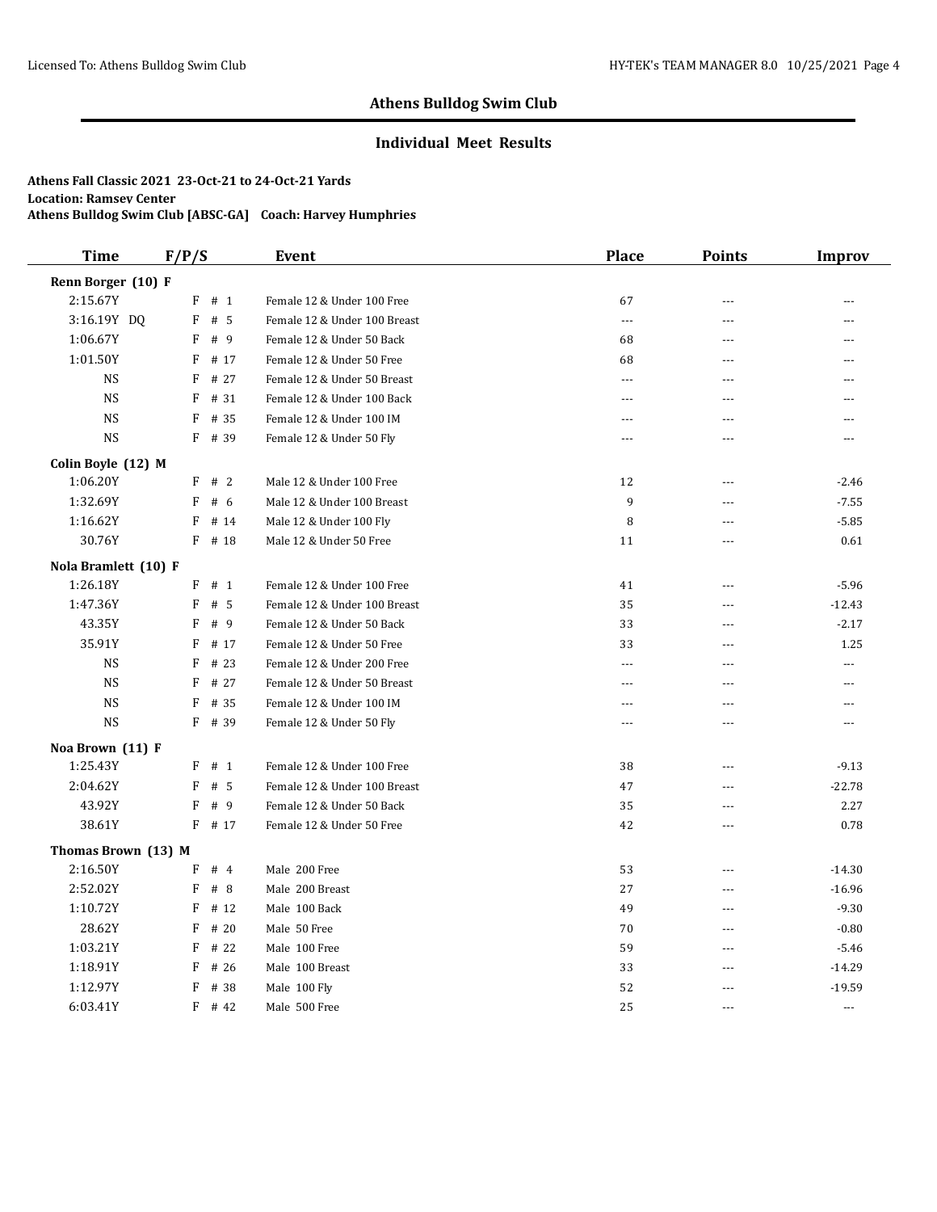# Athens Bulldog Swim Club

## Individual Meet Results

**Athens Fall Classic 2021 23-Oct-21 to 24-Oct-21 Yards**
**Location: Ramsey Center**
**Athens Bulldog Swim Club [ABSC-GA] Coach: Harvey Humphries**

| Time | F/P/S | Event | Place | Points | Improv |
|---|---|---|---|---|---|
| **Renn Borger (10) F** | | | | | |
| 2:15.67Y | F # 1 | Female 12 & Under 100 Free | 67 | --- | --- |
| 3:16.19Y DQ | F # 5 | Female 12 & Under 100 Breast | --- | --- | --- |
| 1:06.67Y | F # 9 | Female 12 & Under 50 Back | 68 | --- | --- |
| 1:01.50Y | F # 17 | Female 12 & Under 50 Free | 68 | --- | --- |
| NS | F # 27 | Female 12 & Under 50 Breast | --- | --- | --- |
| NS | F # 31 | Female 12 & Under 100 Back | --- | --- | --- |
| NS | F # 35 | Female 12 & Under 100 IM | --- | --- | --- |
| NS | F # 39 | Female 12 & Under 50 Fly | --- | --- | --- |
| **Colin Boyle (12) M** | | | | | |
| 1:06.20Y | F # 2 | Male 12 & Under 100 Free | 12 | --- | -2.46 |
| 1:32.69Y | F # 6 | Male 12 & Under 100 Breast | 9 | --- | -7.55 |
| 1:16.62Y | F # 14 | Male 12 & Under 100 Fly | 8 | --- | -5.85 |
| 30.76Y | F # 18 | Male 12 & Under 50 Free | 11 | --- | 0.61 |
| **Nola Bramlett (10) F** | | | | | |
| 1:26.18Y | F # 1 | Female 12 & Under 100 Free | 41 | --- | -5.96 |
| 1:47.36Y | F # 5 | Female 12 & Under 100 Breast | 35 | --- | -12.43 |
| 43.35Y | F # 9 | Female 12 & Under 50 Back | 33 | --- | -2.17 |
| 35.91Y | F # 17 | Female 12 & Under 50 Free | 33 | --- | 1.25 |
| NS | F # 23 | Female 12 & Under 200 Free | --- | --- | --- |
| NS | F # 27 | Female 12 & Under 50 Breast | --- | --- | --- |
| NS | F # 35 | Female 12 & Under 100 IM | --- | --- | --- |
| NS | F # 39 | Female 12 & Under 50 Fly | --- | --- | --- |
| **Noa Brown (11) F** | | | | | |
| 1:25.43Y | F # 1 | Female 12 & Under 100 Free | 38 | --- | -9.13 |
| 2:04.62Y | F # 5 | Female 12 & Under 100 Breast | 47 | --- | -22.78 |
| 43.92Y | F # 9 | Female 12 & Under 50 Back | 35 | --- | 2.27 |
| 38.61Y | F # 17 | Female 12 & Under 50 Free | 42 | --- | 0.78 |
| **Thomas Brown (13) M** | | | | | |
| 2:16.50Y | F # 4 | Male 200 Free | 53 | --- | -14.30 |
| 2:52.02Y | F # 8 | Male 200 Breast | 27 | --- | -16.96 |
| 1:10.72Y | F # 12 | Male 100 Back | 49 | --- | -9.30 |
| 28.62Y | F # 20 | Male 50 Free | 70 | --- | -0.80 |
| 1:03.21Y | F # 22 | Male 100 Free | 59 | --- | -5.46 |
| 1:18.91Y | F # 26 | Male 100 Breast | 33 | --- | -14.29 |
| 1:12.97Y | F # 38 | Male 100 Fly | 52 | --- | -19.59 |
| 6:03.41Y | F # 42 | Male 500 Free | 25 | --- | --- |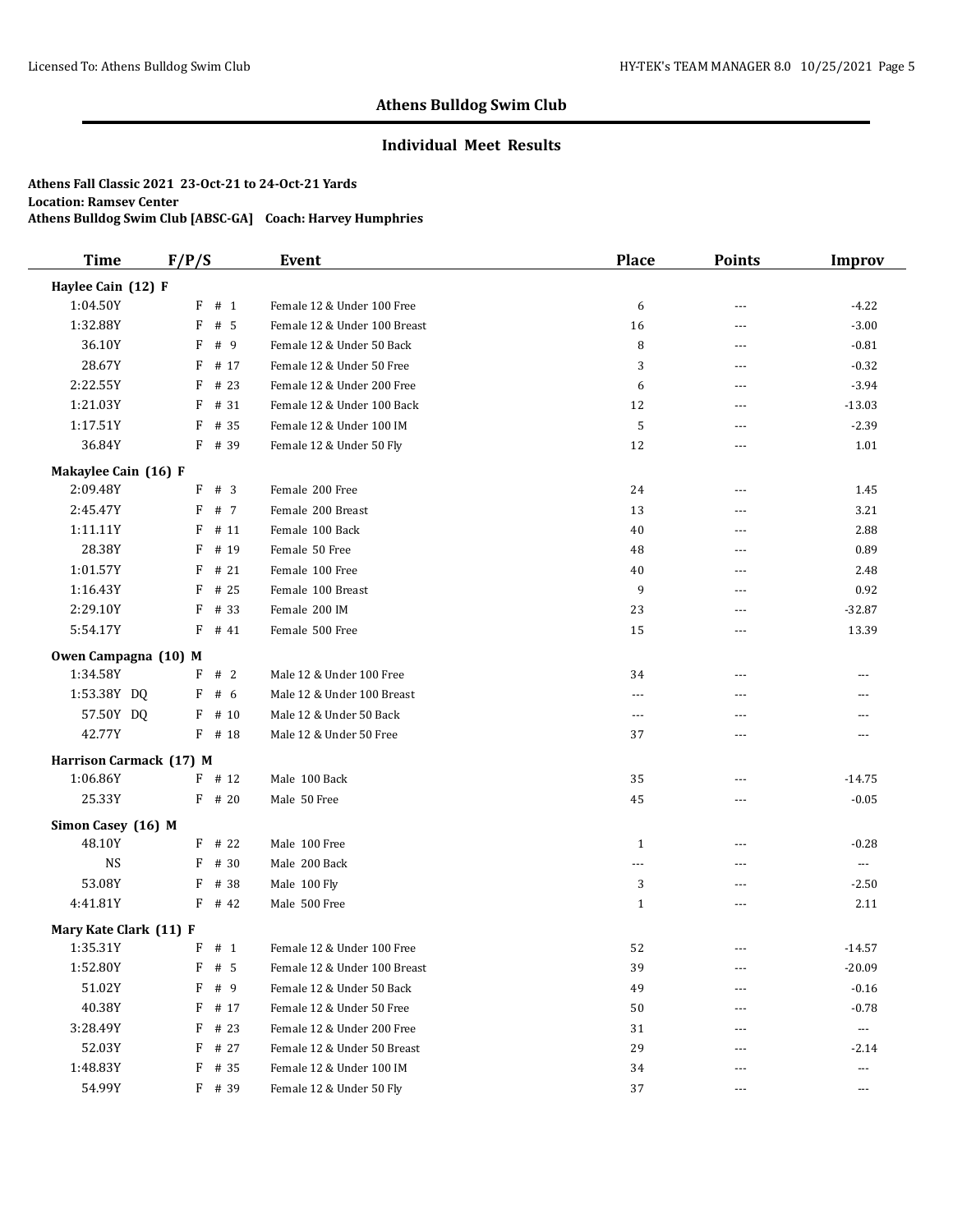## Athens Bulldog Swim Club

### Individual Meet Results

**Athens Fall Classic 2021 23-Oct-21 to 24-Oct-21 Yards**
**Location: Ramsey Center**
**Athens Bulldog Swim Club [ABSC-GA] Coach: Harvey Humphries**

| Time | F/P/S | Event | Place | Points | Improv |
|---|---|---|---|---|---|
| **Haylee Cain (12) F** | | | | | |
| 1:04.50Y | F # 1 | Female 12 & Under 100 Free | 6 | --- | -4.22 |
| 1:32.88Y | F # 5 | Female 12 & Under 100 Breast | 16 | --- | -3.00 |
| 36.10Y | F # 9 | Female 12 & Under 50 Back | 8 | --- | -0.81 |
| 28.67Y | F # 17 | Female 12 & Under 50 Free | 3 | --- | -0.32 |
| 2:22.55Y | F # 23 | Female 12 & Under 200 Free | 6 | --- | -3.94 |
| 1:21.03Y | F # 31 | Female 12 & Under 100 Back | 12 | --- | -13.03 |
| 1:17.51Y | F # 35 | Female 12 & Under 100 IM | 5 | --- | -2.39 |
| 36.84Y | F # 39 | Female 12 & Under 50 Fly | 12 | --- | 1.01 |
| **Makaylee Cain (16) F** | | | | | |
| 2:09.48Y | F # 3 | Female 200 Free | 24 | --- | 1.45 |
| 2:45.47Y | F # 7 | Female 200 Breast | 13 | --- | 3.21 |
| 1:11.11Y | F # 11 | Female 100 Back | 40 | --- | 2.88 |
| 28.38Y | F # 19 | Female 50 Free | 48 | --- | 0.89 |
| 1:01.57Y | F # 21 | Female 100 Free | 40 | --- | 2.48 |
| 1:16.43Y | F # 25 | Female 100 Breast | 9 | --- | 0.92 |
| 2:29.10Y | F # 33 | Female 200 IM | 23 | --- | -32.87 |
| 5:54.17Y | F # 41 | Female 500 Free | 15 | --- | 13.39 |
| **Owen Campagna (10) M** | | | | | |
| 1:34.58Y | F # 2 | Male 12 & Under 100 Free | 34 | --- | --- |
| 1:53.38Y DQ | F # 6 | Male 12 & Under 100 Breast | --- | --- | --- |
| 57.50Y DQ | F # 10 | Male 12 & Under 50 Back | --- | --- | --- |
| 42.77Y | F # 18 | Male 12 & Under 50 Free | 37 | --- | --- |
| **Harrison Carmack (17) M** | | | | | |
| 1:06.86Y | F # 12 | Male 100 Back | 35 | --- | -14.75 |
| 25.33Y | F # 20 | Male 50 Free | 45 | --- | -0.05 |
| **Simon Casey (16) M** | | | | | |
| 48.10Y | F # 22 | Male 100 Free | 1 | --- | -0.28 |
| NS | F # 30 | Male 200 Back | --- | --- | --- |
| 53.08Y | F # 38 | Male 100 Fly | 3 | --- | -2.50 |
| 4:41.81Y | F # 42 | Male 500 Free | 1 | --- | 2.11 |
| **Mary Kate Clark (11) F** | | | | | |
| 1:35.31Y | F # 1 | Female 12 & Under 100 Free | 52 | --- | -14.57 |
| 1:52.80Y | F # 5 | Female 12 & Under 100 Breast | 39 | --- | -20.09 |
| 51.02Y | F # 9 | Female 12 & Under 50 Back | 49 | --- | -0.16 |
| 40.38Y | F # 17 | Female 12 & Under 50 Free | 50 | --- | -0.78 |
| 3:28.49Y | F # 23 | Female 12 & Under 200 Free | 31 | --- | --- |
| 52.03Y | F # 27 | Female 12 & Under 50 Breast | 29 | --- | -2.14 |
| 1:48.83Y | F # 35 | Female 12 & Under 100 IM | 34 | --- | --- |
| 54.99Y | F # 39 | Female 12 & Under 50 Fly | 37 | --- | --- |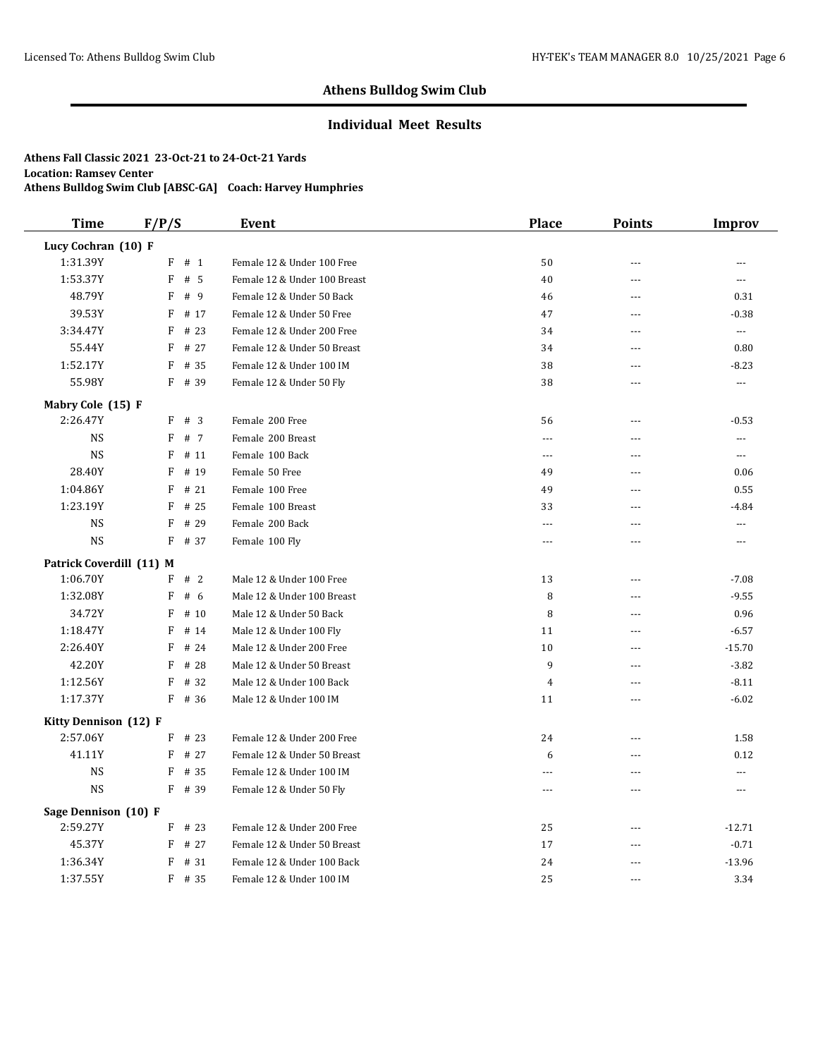## Athens Bulldog Swim Club

### Individual Meet Results

**Athens Fall Classic 2021 23-Oct-21 to 24-Oct-21 Yards**
**Location: Ramsey Center**
**Athens Bulldog Swim Club [ABSC-GA] Coach: Harvey Humphries**

| Time | F/P/S | Event | Place | Points | Improv |
|---|---|---|---|---|---|
| **Lucy Cochran (10) F** | | | | | |
| 1:31.39Y | F # 1 | Female 12 & Under 100 Free | 50 | --- | --- |
| 1:53.37Y | F # 5 | Female 12 & Under 100 Breast | 40 | --- | --- |
| 48.79Y | F # 9 | Female 12 & Under 50 Back | 46 | --- | 0.31 |
| 39.53Y | F # 17 | Female 12 & Under 50 Free | 47 | --- | -0.38 |
| 3:34.47Y | F # 23 | Female 12 & Under 200 Free | 34 | --- | --- |
| 55.44Y | F # 27 | Female 12 & Under 50 Breast | 34 | --- | 0.80 |
| 1:52.17Y | F # 35 | Female 12 & Under 100 IM | 38 | --- | -8.23 |
| 55.98Y | F # 39 | Female 12 & Under 50 Fly | 38 | --- | --- |
| **Mabry Cole (15) F** | | | | | |
| 2:26.47Y | F # 3 | Female 200 Free | 56 | --- | -0.53 |
| NS | F # 7 | Female 200 Breast | --- | --- | --- |
| NS | F # 11 | Female 100 Back | --- | --- | --- |
| 28.40Y | F # 19 | Female 50 Free | 49 | --- | 0.06 |
| 1:04.86Y | F # 21 | Female 100 Free | 49 | --- | 0.55 |
| 1:23.19Y | F # 25 | Female 100 Breast | 33 | --- | -4.84 |
| NS | F # 29 | Female 200 Back | --- | --- | --- |
| NS | F # 37 | Female 100 Fly | --- | --- | --- |
| **Patrick Coverdill (11) M** | | | | | |
| 1:06.70Y | F # 2 | Male 12 & Under 100 Free | 13 | --- | -7.08 |
| 1:32.08Y | F # 6 | Male 12 & Under 100 Breast | 8 | --- | -9.55 |
| 34.72Y | F # 10 | Male 12 & Under 50 Back | 8 | --- | 0.96 |
| 1:18.47Y | F # 14 | Male 12 & Under 100 Fly | 11 | --- | -6.57 |
| 2:26.40Y | F # 24 | Male 12 & Under 200 Free | 10 | --- | -15.70 |
| 42.20Y | F # 28 | Male 12 & Under 50 Breast | 9 | --- | -3.82 |
| 1:12.56Y | F # 32 | Male 12 & Under 100 Back | 4 | --- | -8.11 |
| 1:17.37Y | F # 36 | Male 12 & Under 100 IM | 11 | --- | -6.02 |
| **Kitty Dennison (12) F** | | | | | |
| 2:57.06Y | F # 23 | Female 12 & Under 200 Free | 24 | --- | 1.58 |
| 41.11Y | F # 27 | Female 12 & Under 50 Breast | 6 | --- | 0.12 |
| NS | F # 35 | Female 12 & Under 100 IM | --- | --- | --- |
| NS | F # 39 | Female 12 & Under 50 Fly | --- | --- | --- |
| **Sage Dennison (10) F** | | | | | |
| 2:59.27Y | F # 23 | Female 12 & Under 200 Free | 25 | --- | -12.71 |
| 45.37Y | F # 27 | Female 12 & Under 50 Breast | 17 | --- | -0.71 |
| 1:36.34Y | F # 31 | Female 12 & Under 100 Back | 24 | --- | -13.96 |
| 1:37.55Y | F # 35 | Female 12 & Under 100 IM | 25 | --- | 3.34 |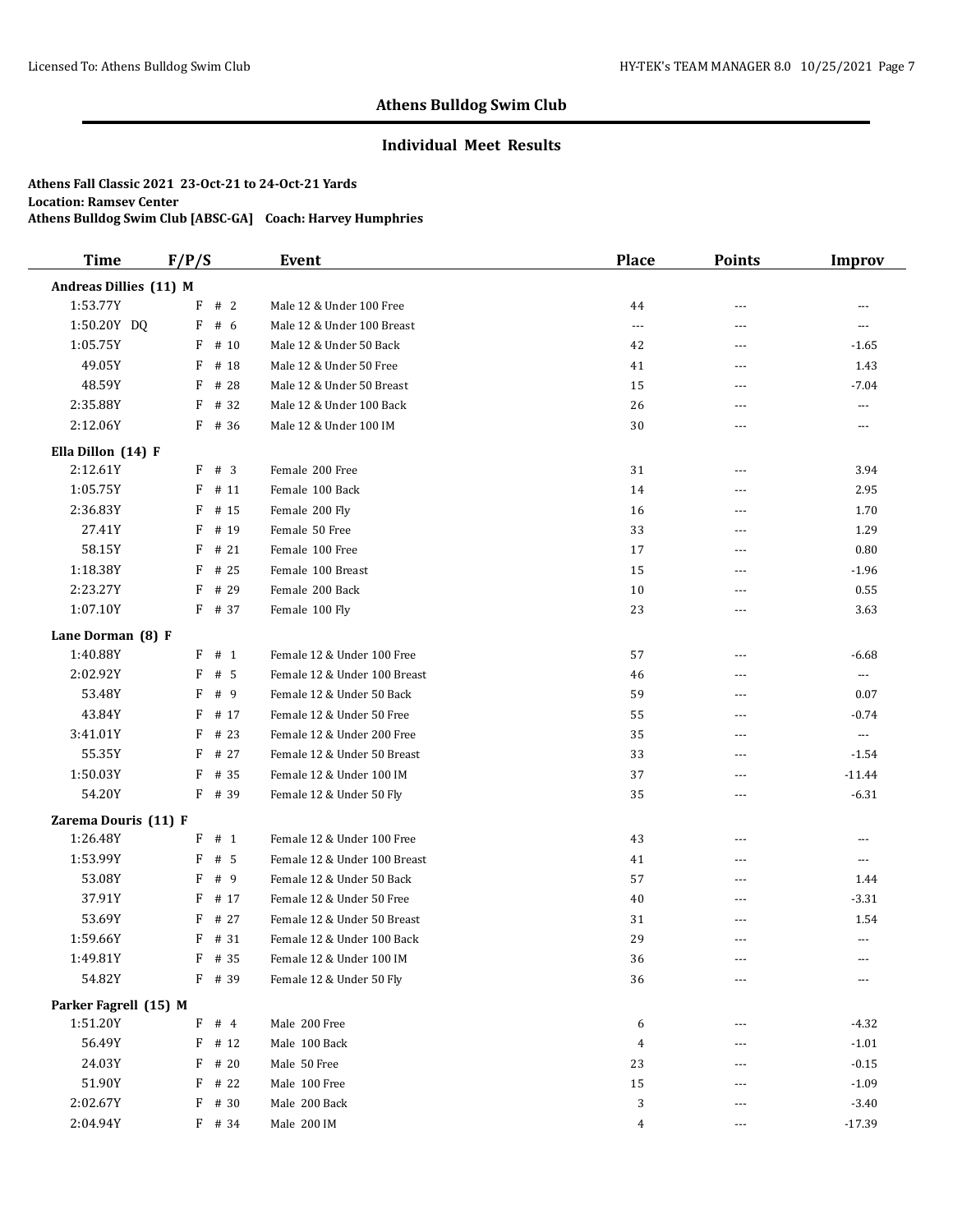## Athens Bulldog Swim Club

### Individual Meet Results

**Athens Fall Classic 2021 23-Oct-21 to 24-Oct-21 Yards**
**Location: Ramsey Center**
**Athens Bulldog Swim Club [ABSC-GA] Coach: Harvey Humphries**

| Time | F/P/S | Event | Place | Points | Improv |
|---|---|---|---|---|---|
| **Andreas Dillies (11) M** | | | | | |
| 1:53.77Y | F # 2 | Male 12 & Under 100 Free | 44 | --- | --- |
| 1:50.20Y DQ | F # 6 | Male 12 & Under 100 Breast | --- | --- | --- |
| 1:05.75Y | F # 10 | Male 12 & Under 50 Back | 42 | --- | -1.65 |
| 49.05Y | F # 18 | Male 12 & Under 50 Free | 41 | --- | 1.43 |
| 48.59Y | F # 28 | Male 12 & Under 50 Breast | 15 | --- | -7.04 |
| 2:35.88Y | F # 32 | Male 12 & Under 100 Back | 26 | --- | --- |
| 2:12.06Y | F # 36 | Male 12 & Under 100 IM | 30 | --- | --- |
| **Ella Dillon (14) F** | | | | | |
| 2:12.61Y | F # 3 | Female 200 Free | 31 | --- | 3.94 |
| 1:05.75Y | F # 11 | Female 100 Back | 14 | --- | 2.95 |
| 2:36.83Y | F # 15 | Female 200 Fly | 16 | --- | 1.70 |
| 27.41Y | F # 19 | Female 50 Free | 33 | --- | 1.29 |
| 58.15Y | F # 21 | Female 100 Free | 17 | --- | 0.80 |
| 1:18.38Y | F # 25 | Female 100 Breast | 15 | --- | -1.96 |
| 2:23.27Y | F # 29 | Female 200 Back | 10 | --- | 0.55 |
| 1:07.10Y | F # 37 | Female 100 Fly | 23 | --- | 3.63 |
| **Lane Dorman (8) F** | | | | | |
| 1:40.88Y | F # 1 | Female 12 & Under 100 Free | 57 | --- | -6.68 |
| 2:02.92Y | F # 5 | Female 12 & Under 100 Breast | 46 | --- | --- |
| 53.48Y | F # 9 | Female 12 & Under 50 Back | 59 | --- | 0.07 |
| 43.84Y | F # 17 | Female 12 & Under 50 Free | 55 | --- | -0.74 |
| 3:41.01Y | F # 23 | Female 12 & Under 200 Free | 35 | --- | --- |
| 55.35Y | F # 27 | Female 12 & Under 50 Breast | 33 | --- | -1.54 |
| 1:50.03Y | F # 35 | Female 12 & Under 100 IM | 37 | --- | -11.44 |
| 54.20Y | F # 39 | Female 12 & Under 50 Fly | 35 | --- | -6.31 |
| **Zarema Douris (11) F** | | | | | |
| 1:26.48Y | F # 1 | Female 12 & Under 100 Free | 43 | --- | --- |
| 1:53.99Y | F # 5 | Female 12 & Under 100 Breast | 41 | --- | --- |
| 53.08Y | F # 9 | Female 12 & Under 50 Back | 57 | --- | 1.44 |
| 37.91Y | F # 17 | Female 12 & Under 50 Free | 40 | --- | -3.31 |
| 53.69Y | F # 27 | Female 12 & Under 50 Breast | 31 | --- | 1.54 |
| 1:59.66Y | F # 31 | Female 12 & Under 100 Back | 29 | --- | --- |
| 1:49.81Y | F # 35 | Female 12 & Under 100 IM | 36 | --- | --- |
| 54.82Y | F # 39 | Female 12 & Under 50 Fly | 36 | --- | --- |
| **Parker Fagrell (15) M** | | | | | |
| 1:51.20Y | F # 4 | Male 200 Free | 6 | --- | -4.32 |
| 56.49Y | F # 12 | Male 100 Back | 4 | --- | -1.01 |
| 24.03Y | F # 20 | Male 50 Free | 23 | --- | -0.15 |
| 51.90Y | F # 22 | Male 100 Free | 15 | --- | -1.09 |
| 2:02.67Y | F # 30 | Male 200 Back | 3 | --- | -3.40 |
| 2:04.94Y | F # 34 | Male 200 IM | 4 | --- | -17.39 |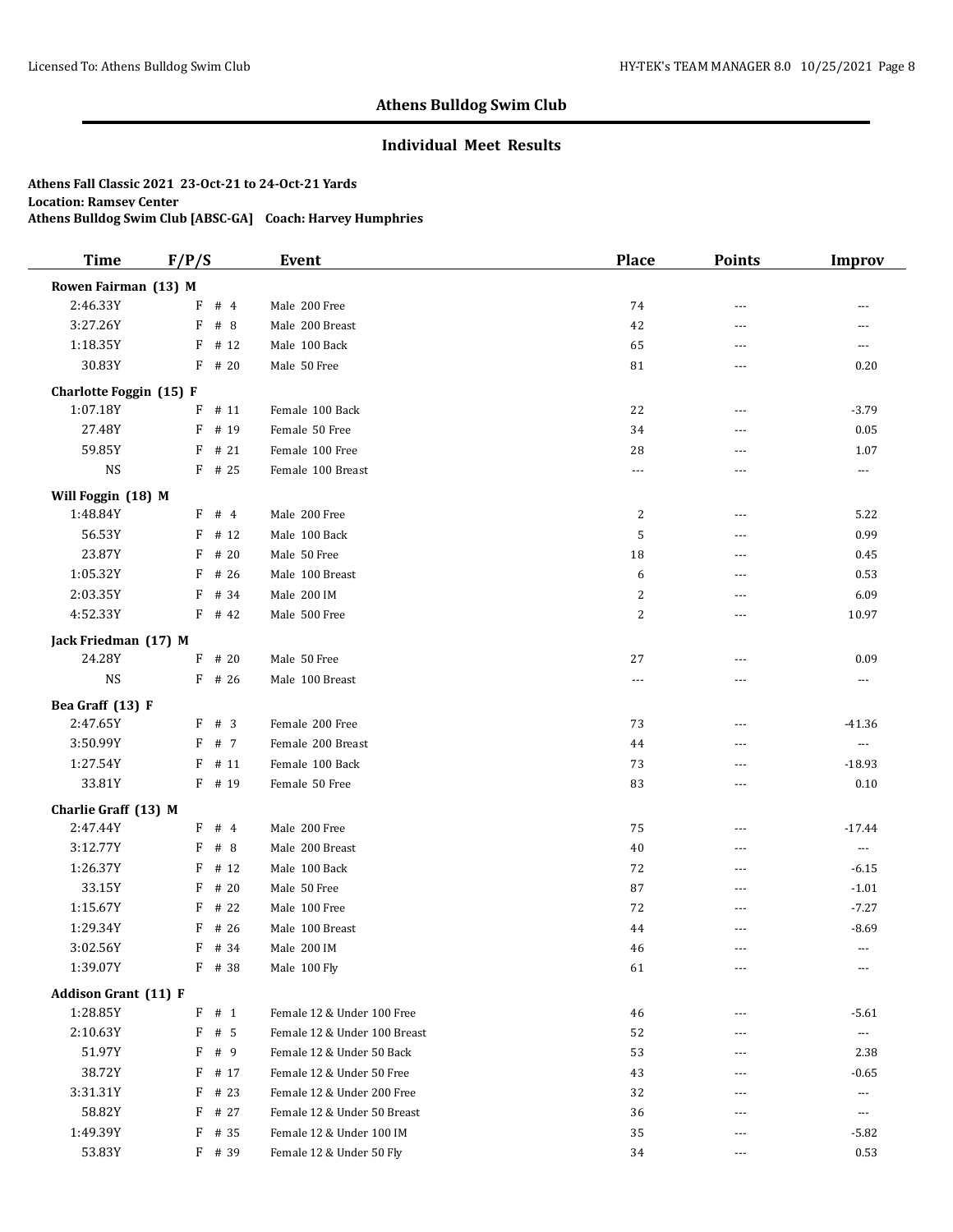## Athens Bulldog Swim Club

### Individual Meet Results

**Athens Fall Classic 2021 23-Oct-21 to 24-Oct-21 Yards**
**Location: Ramsey Center**
**Athens Bulldog Swim Club [ABSC-GA] Coach: Harvey Humphries**

| Time | F/P/S | Event | Place | Points | Improv |
|---|---|---|---|---|---|
| **Rowen Fairman (13) M** | | | | | |
| 2:46.33Y | F # 4 | Male 200 Free | 74 | --- | --- |
| 3:27.26Y | F # 8 | Male 200 Breast | 42 | --- | --- |
| 1:18.35Y | F # 12 | Male 100 Back | 65 | --- | --- |
| 30.83Y | F # 20 | Male 50 Free | 81 | --- | 0.20 |
| **Charlotte Foggin (15) F** | | | | | |
| 1:07.18Y | F # 11 | Female 100 Back | 22 | --- | -3.79 |
| 27.48Y | F # 19 | Female 50 Free | 34 | --- | 0.05 |
| 59.85Y | F # 21 | Female 100 Free | 28 | --- | 1.07 |
| NS | F # 25 | Female 100 Breast | --- | --- | --- |
| **Will Foggin (18) M** | | | | | |
| 1:48.84Y | F # 4 | Male 200 Free | 2 | --- | 5.22 |
| 56.53Y | F # 12 | Male 100 Back | 5 | --- | 0.99 |
| 23.87Y | F # 20 | Male 50 Free | 18 | --- | 0.45 |
| 1:05.32Y | F # 26 | Male 100 Breast | 6 | --- | 0.53 |
| 2:03.35Y | F # 34 | Male 200 IM | 2 | --- | 6.09 |
| 4:52.33Y | F # 42 | Male 500 Free | 2 | --- | 10.97 |
| **Jack Friedman (17) M** | | | | | |
| 24.28Y | F # 20 | Male 50 Free | 27 | --- | 0.09 |
| NS | F # 26 | Male 100 Breast | --- | --- | --- |
| **Bea Graff (13) F** | | | | | |
| 2:47.65Y | F # 3 | Female 200 Free | 73 | --- | -41.36 |
| 3:50.99Y | F # 7 | Female 200 Breast | 44 | --- | --- |
| 1:27.54Y | F # 11 | Female 100 Back | 73 | --- | -18.93 |
| 33.81Y | F # 19 | Female 50 Free | 83 | --- | 0.10 |
| **Charlie Graff (13) M** | | | | | |
| 2:47.44Y | F # 4 | Male 200 Free | 75 | --- | -17.44 |
| 3:12.77Y | F # 8 | Male 200 Breast | 40 | --- | --- |
| 1:26.37Y | F # 12 | Male 100 Back | 72 | --- | -6.15 |
| 33.15Y | F # 20 | Male 50 Free | 87 | --- | -1.01 |
| 1:15.67Y | F # 22 | Male 100 Free | 72 | --- | -7.27 |
| 1:29.34Y | F # 26 | Male 100 Breast | 44 | --- | -8.69 |
| 3:02.56Y | F # 34 | Male 200 IM | 46 | --- | --- |
| 1:39.07Y | F # 38 | Male 100 Fly | 61 | --- | --- |
| **Addison Grant (11) F** | | | | | |
| 1:28.85Y | F # 1 | Female 12 & Under 100 Free | 46 | --- | -5.61 |
| 2:10.63Y | F # 5 | Female 12 & Under 100 Breast | 52 | --- | --- |
| 51.97Y | F # 9 | Female 12 & Under 50 Back | 53 | --- | 2.38 |
| 38.72Y | F # 17 | Female 12 & Under 50 Free | 43 | --- | -0.65 |
| 3:31.31Y | F # 23 | Female 12 & Under 200 Free | 32 | --- | --- |
| 58.82Y | F # 27 | Female 12 & Under 50 Breast | 36 | --- | --- |
| 1:49.39Y | F # 35 | Female 12 & Under 100 IM | 35 | --- | -5.82 |
| 53.83Y | F # 39 | Female 12 & Under 50 Fly | 34 | --- | 0.53 |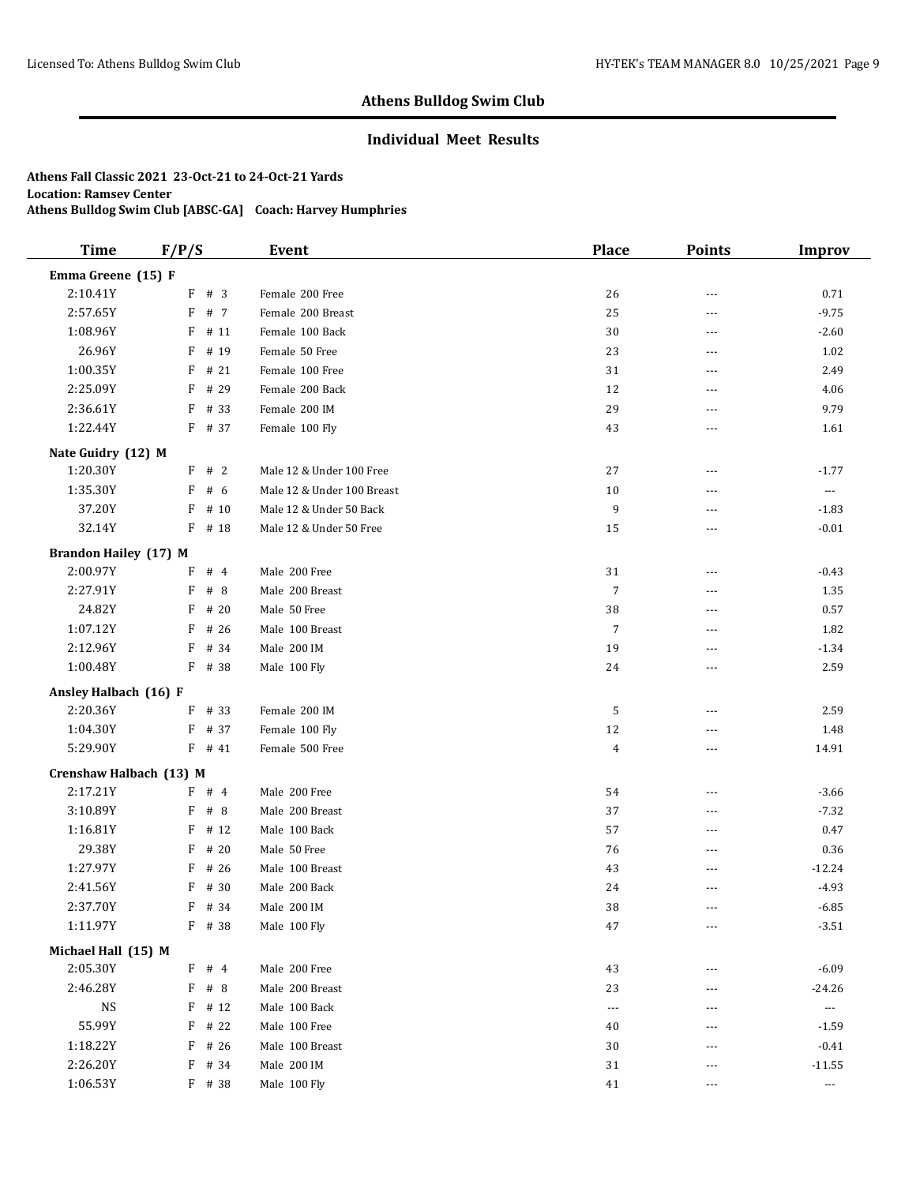## Athens Bulldog Swim Club

### Individual Meet Results

**Athens Fall Classic 2021 23-Oct-21 to 24-Oct-21 Yards**
**Location: Ramsey Center**
**Athens Bulldog Swim Club [ABSC-GA] Coach: Harvey Humphries**

| Time | F/P/S | Event | Place | Points | Improv |
|---|---|---|---|---|---|
| **Emma Greene (15) F** | | | | | |
| 2:10.41Y | F # 3 | Female 200 Free | 26 | --- | 0.71 |
| 2:57.65Y | F # 7 | Female 200 Breast | 25 | --- | -9.75 |
| 1:08.96Y | F # 11 | Female 100 Back | 30 | --- | -2.60 |
| 26.96Y | F # 19 | Female 50 Free | 23 | --- | 1.02 |
| 1:00.35Y | F # 21 | Female 100 Free | 31 | --- | 2.49 |
| 2:25.09Y | F # 29 | Female 200 Back | 12 | --- | 4.06 |
| 2:36.61Y | F # 33 | Female 200 IM | 29 | --- | 9.79 |
| 1:22.44Y | F # 37 | Female 100 Fly | 43 | --- | 1.61 |
| **Nate Guidry (12) M** | | | | | |
| 1:20.30Y | F # 2 | Male 12 & Under 100 Free | 27 | --- | -1.77 |
| 1:35.30Y | F # 6 | Male 12 & Under 100 Breast | 10 | --- | --- |
| 37.20Y | F # 10 | Male 12 & Under 50 Back | 9 | --- | -1.83 |
| 32.14Y | F # 18 | Male 12 & Under 50 Free | 15 | --- | -0.01 |
| **Brandon Hailey (17) M** | | | | | |
| 2:00.97Y | F # 4 | Male 200 Free | 31 | --- | -0.43 |
| 2:27.91Y | F # 8 | Male 200 Breast | 7 | --- | 1.35 |
| 24.82Y | F # 20 | Male 50 Free | 38 | --- | 0.57 |
| 1:07.12Y | F # 26 | Male 100 Breast | 7 | --- | 1.82 |
| 2:12.96Y | F # 34 | Male 200 IM | 19 | --- | -1.34 |
| 1:00.48Y | F # 38 | Male 100 Fly | 24 | --- | 2.59 |
| **Ansley Halbach (16) F** | | | | | |
| 2:20.36Y | F # 33 | Female 200 IM | 5 | --- | 2.59 |
| 1:04.30Y | F # 37 | Female 100 Fly | 12 | --- | 1.48 |
| 5:29.90Y | F # 41 | Female 500 Free | 4 | --- | 14.91 |
| **Crenshaw Halbach (13) M** | | | | | |
| 2:17.21Y | F # 4 | Male 200 Free | 54 | --- | -3.66 |
| 3:10.89Y | F # 8 | Male 200 Breast | 37 | --- | -7.32 |
| 1:16.81Y | F # 12 | Male 100 Back | 57 | --- | 0.47 |
| 29.38Y | F # 20 | Male 50 Free | 76 | --- | 0.36 |
| 1:27.97Y | F # 26 | Male 100 Breast | 43 | --- | -12.24 |
| 2:41.56Y | F # 30 | Male 200 Back | 24 | --- | -4.93 |
| 2:37.70Y | F # 34 | Male 200 IM | 38 | --- | -6.85 |
| 1:11.97Y | F # 38 | Male 100 Fly | 47 | --- | -3.51 |
| **Michael Hall (15) M** | | | | | |
| 2:05.30Y | F # 4 | Male 200 Free | 43 | --- | -6.09 |
| 2:46.28Y | F # 8 | Male 200 Breast | 23 | --- | -24.26 |
| NS | F # 12 | Male 100 Back | --- | --- | --- |
| 55.99Y | F # 22 | Male 100 Free | 40 | --- | -1.59 |
| 1:18.22Y | F # 26 | Male 100 Breast | 30 | --- | -0.41 |
| 2:26.20Y | F # 34 | Male 200 IM | 31 | --- | -11.55 |
| 1:06.53Y | F # 38 | Male 100 Fly | 41 | --- | --- |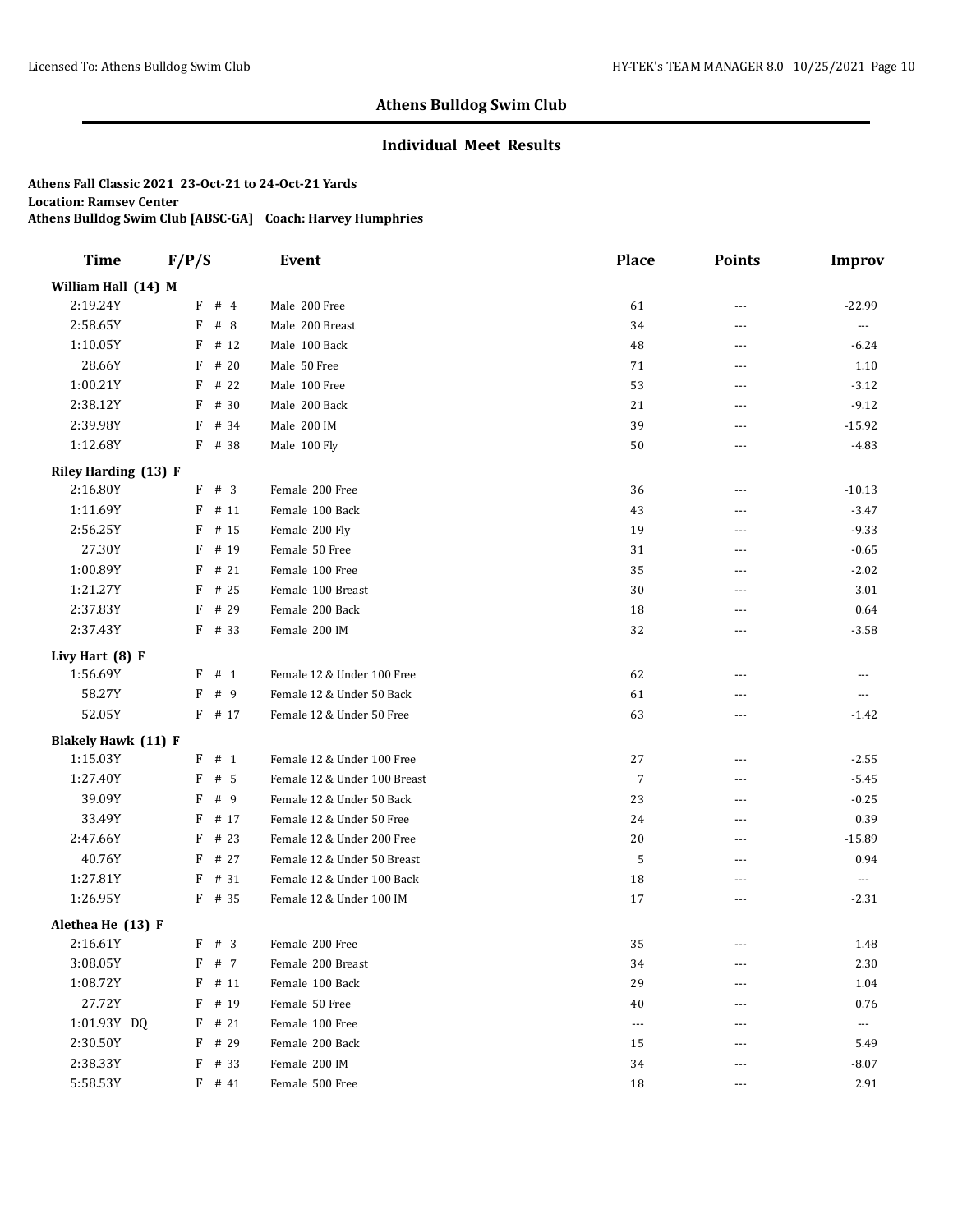## Athens Bulldog Swim Club

### Individual Meet Results

**Athens Fall Classic 2021 23-Oct-21 to 24-Oct-21 Yards**
**Location: Ramsey Center**
**Athens Bulldog Swim Club [ABSC-GA] Coach: Harvey Humphries**

| Time | F/P/S | Event | Place | Points | Improv |
|---|---|---|---|---|---|
| **William Hall (14) M** | | | | | |
| 2:19.24Y | F # 4 | Male 200 Free | 61 | --- | -22.99 |
| 2:58.65Y | F # 8 | Male 200 Breast | 34 | --- | --- |
| 1:10.05Y | F # 12 | Male 100 Back | 48 | --- | -6.24 |
| 28.66Y | F # 20 | Male 50 Free | 71 | --- | 1.10 |
| 1:00.21Y | F # 22 | Male 100 Free | 53 | --- | -3.12 |
| 2:38.12Y | F # 30 | Male 200 Back | 21 | --- | -9.12 |
| 2:39.98Y | F # 34 | Male 200 IM | 39 | --- | -15.92 |
| 1:12.68Y | F # 38 | Male 100 Fly | 50 | --- | -4.83 |
| **Riley Harding (13) F** | | | | | |
| 2:16.80Y | F # 3 | Female 200 Free | 36 | --- | -10.13 |
| 1:11.69Y | F # 11 | Female 100 Back | 43 | --- | -3.47 |
| 2:56.25Y | F # 15 | Female 200 Fly | 19 | --- | -9.33 |
| 27.30Y | F # 19 | Female 50 Free | 31 | --- | -0.65 |
| 1:00.89Y | F # 21 | Female 100 Free | 35 | --- | -2.02 |
| 1:21.27Y | F # 25 | Female 100 Breast | 30 | --- | 3.01 |
| 2:37.83Y | F # 29 | Female 200 Back | 18 | --- | 0.64 |
| 2:37.43Y | F # 33 | Female 200 IM | 32 | --- | -3.58 |
| **Livy Hart (8) F** | | | | | |
| 1:56.69Y | F # 1 | Female 12 & Under 100 Free | 62 | --- | --- |
| 58.27Y | F # 9 | Female 12 & Under 50 Back | 61 | --- | --- |
| 52.05Y | F # 17 | Female 12 & Under 50 Free | 63 | --- | -1.42 |
| **Blakely Hawk (11) F** | | | | | |
| 1:15.03Y | F # 1 | Female 12 & Under 100 Free | 27 | --- | -2.55 |
| 1:27.40Y | F # 5 | Female 12 & Under 100 Breast | 7 | --- | -5.45 |
| 39.09Y | F # 9 | Female 12 & Under 50 Back | 23 | --- | -0.25 |
| 33.49Y | F # 17 | Female 12 & Under 50 Free | 24 | --- | 0.39 |
| 2:47.66Y | F # 23 | Female 12 & Under 200 Free | 20 | --- | -15.89 |
| 40.76Y | F # 27 | Female 12 & Under 50 Breast | 5 | --- | 0.94 |
| 1:27.81Y | F # 31 | Female 12 & Under 100 Back | 18 | --- | --- |
| 1:26.95Y | F # 35 | Female 12 & Under 100 IM | 17 | --- | -2.31 |
| **Alethea He (13) F** | | | | | |
| 2:16.61Y | F # 3 | Female 200 Free | 35 | --- | 1.48 |
| 3:08.05Y | F # 7 | Female 200 Breast | 34 | --- | 2.30 |
| 1:08.72Y | F # 11 | Female 100 Back | 29 | --- | 1.04 |
| 27.72Y | F # 19 | Female 50 Free | 40 | --- | 0.76 |
| 1:01.93Y DQ | F # 21 | Female 100 Free | --- | --- | --- |
| 2:30.50Y | F # 29 | Female 200 Back | 15 | --- | 5.49 |
| 2:38.33Y | F # 33 | Female 200 IM | 34 | --- | -8.07 |
| 5:58.53Y | F # 41 | Female 500 Free | 18 | --- | 2.91 |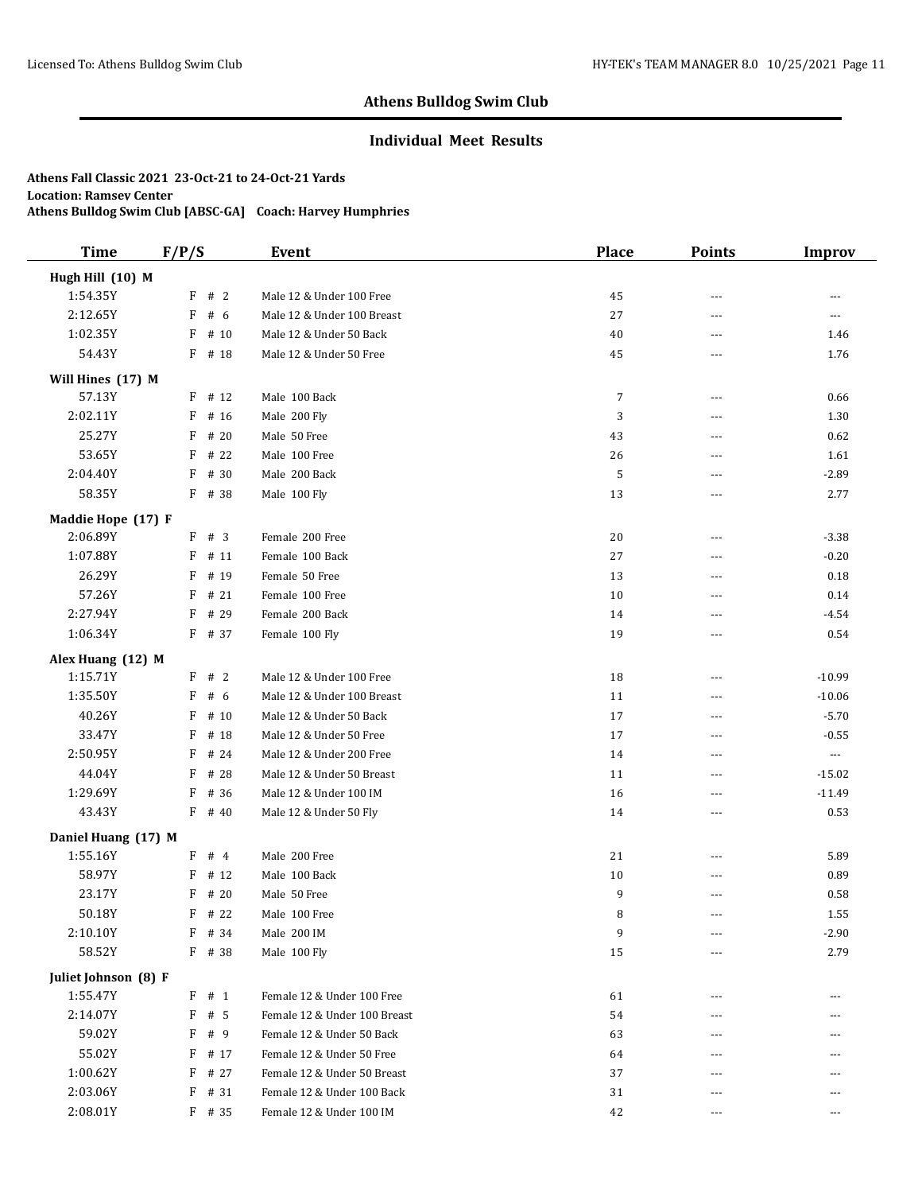## Athens Bulldog Swim Club

### Individual Meet Results

**Athens Fall Classic 2021 23-Oct-21 to 24-Oct-21 Yards**
**Location: Ramsey Center**
**Athens Bulldog Swim Club [ABSC-GA] Coach: Harvey Humphries**

| Time | F/P/S | Event | Place | Points | Improv |
|---|---|---|---|---|---|
| **Hugh Hill (10) M** | | | | | |
| 1:54.35Y | F # 2 | Male 12 & Under 100 Free | 45 | --- | --- |
| 2:12.65Y | F # 6 | Male 12 & Under 100 Breast | 27 | --- | --- |
| 1:02.35Y | F # 10 | Male 12 & Under 50 Back | 40 | --- | 1.46 |
| 54.43Y | F # 18 | Male 12 & Under 50 Free | 45 | --- | 1.76 |
| **Will Hines (17) M** | | | | | |
| 57.13Y | F # 12 | Male 100 Back | 7 | --- | 0.66 |
| 2:02.11Y | F # 16 | Male 200 Fly | 3 | --- | 1.30 |
| 25.27Y | F # 20 | Male 50 Free | 43 | --- | 0.62 |
| 53.65Y | F # 22 | Male 100 Free | 26 | --- | 1.61 |
| 2:04.40Y | F # 30 | Male 200 Back | 5 | --- | -2.89 |
| 58.35Y | F # 38 | Male 100 Fly | 13 | --- | 2.77 |
| **Maddie Hope (17) F** | | | | | |
| 2:06.89Y | F # 3 | Female 200 Free | 20 | --- | -3.38 |
| 1:07.88Y | F # 11 | Female 100 Back | 27 | --- | -0.20 |
| 26.29Y | F # 19 | Female 50 Free | 13 | --- | 0.18 |
| 57.26Y | F # 21 | Female 100 Free | 10 | --- | 0.14 |
| 2:27.94Y | F # 29 | Female 200 Back | 14 | --- | -4.54 |
| 1:06.34Y | F # 37 | Female 100 Fly | 19 | --- | 0.54 |
| **Alex Huang (12) M** | | | | | |
| 1:15.71Y | F # 2 | Male 12 & Under 100 Free | 18 | --- | -10.99 |
| 1:35.50Y | F # 6 | Male 12 & Under 100 Breast | 11 | --- | -10.06 |
| 40.26Y | F # 10 | Male 12 & Under 50 Back | 17 | --- | -5.70 |
| 33.47Y | F # 18 | Male 12 & Under 50 Free | 17 | --- | -0.55 |
| 2:50.95Y | F # 24 | Male 12 & Under 200 Free | 14 | --- | --- |
| 44.04Y | F # 28 | Male 12 & Under 50 Breast | 11 | --- | -15.02 |
| 1:29.69Y | F # 36 | Male 12 & Under 100 IM | 16 | --- | -11.49 |
| 43.43Y | F # 40 | Male 12 & Under 50 Fly | 14 | --- | 0.53 |
| **Daniel Huang (17) M** | | | | | |
| 1:55.16Y | F # 4 | Male 200 Free | 21 | --- | 5.89 |
| 58.97Y | F # 12 | Male 100 Back | 10 | --- | 0.89 |
| 23.17Y | F # 20 | Male 50 Free | 9 | --- | 0.58 |
| 50.18Y | F # 22 | Male 100 Free | 8 | --- | 1.55 |
| 2:10.10Y | F # 34 | Male 200 IM | 9 | --- | -2.90 |
| 58.52Y | F # 38 | Male 100 Fly | 15 | --- | 2.79 |
| **Juliet Johnson (8) F** | | | | | |
| 1:55.47Y | F # 1 | Female 12 & Under 100 Free | 61 | --- | --- |
| 2:14.07Y | F # 5 | Female 12 & Under 100 Breast | 54 | --- | --- |
| 59.02Y | F # 9 | Female 12 & Under 50 Back | 63 | --- | --- |
| 55.02Y | F # 17 | Female 12 & Under 50 Free | 64 | --- | --- |
| 1:00.62Y | F # 27 | Female 12 & Under 50 Breast | 37 | --- | --- |
| 2:03.06Y | F # 31 | Female 12 & Under 100 Back | 31 | --- | --- |
| 2:08.01Y | F # 35 | Female 12 & Under 100 IM | 42 | --- | --- |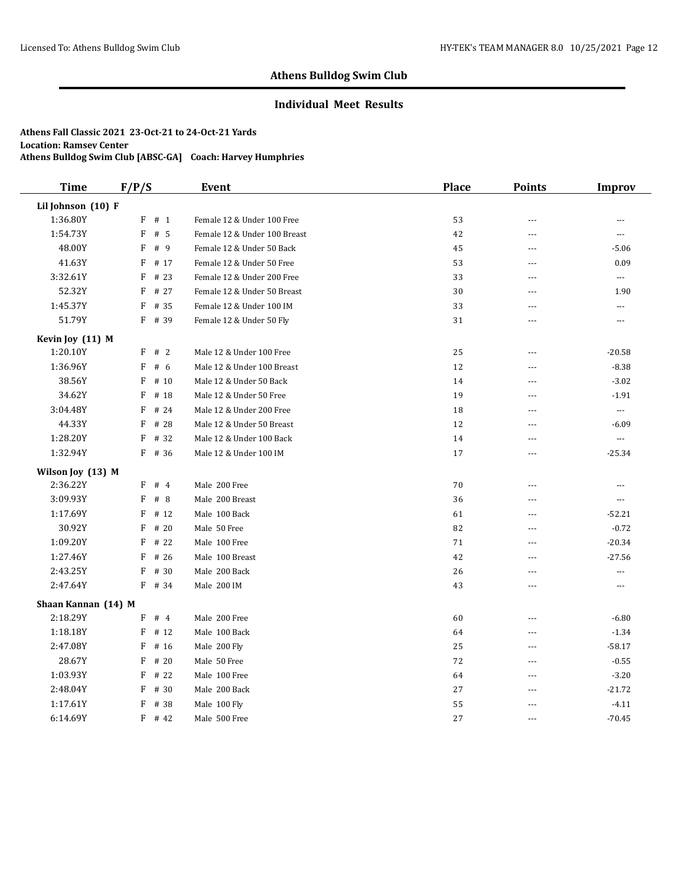## Athens Bulldog Swim Club

### Individual Meet Results

**Athens Fall Classic 2021 23-Oct-21 to 24-Oct-21 Yards**
**Location: Ramsey Center**
**Athens Bulldog Swim Club [ABSC-GA] Coach: Harvey Humphries**

| Time | F/P/S | Event | Place | Points | Improv |
|---|---|---|---|---|---|
| **Lil Johnson (10) F** | | | | | |
| 1:36.80Y | F # 1 | Female 12 & Under 100 Free | 53 | --- | --- |
| 1:54.73Y | F # 5 | Female 12 & Under 100 Breast | 42 | --- | --- |
| 48.00Y | F # 9 | Female 12 & Under 50 Back | 45 | --- | -5.06 |
| 41.63Y | F # 17 | Female 12 & Under 50 Free | 53 | --- | 0.09 |
| 3:32.61Y | F # 23 | Female 12 & Under 200 Free | 33 | --- | --- |
| 52.32Y | F # 27 | Female 12 & Under 50 Breast | 30 | --- | 1.90 |
| 1:45.37Y | F # 35 | Female 12 & Under 100 IM | 33 | --- | --- |
| 51.79Y | F # 39 | Female 12 & Under 50 Fly | 31 | --- | --- |
| **Kevin Joy (11) M** | | | | | |
| 1:20.10Y | F # 2 | Male 12 & Under 100 Free | 25 | --- | -20.58 |
| 1:36.96Y | F # 6 | Male 12 & Under 100 Breast | 12 | --- | -8.38 |
| 38.56Y | F # 10 | Male 12 & Under 50 Back | 14 | --- | -3.02 |
| 34.62Y | F # 18 | Male 12 & Under 50 Free | 19 | --- | -1.91 |
| 3:04.48Y | F # 24 | Male 12 & Under 200 Free | 18 | --- | --- |
| 44.33Y | F # 28 | Male 12 & Under 50 Breast | 12 | --- | -6.09 |
| 1:28.20Y | F # 32 | Male 12 & Under 100 Back | 14 | --- | --- |
| 1:32.94Y | F # 36 | Male 12 & Under 100 IM | 17 | --- | -25.34 |
| **Wilson Joy (13) M** | | | | | |
| 2:36.22Y | F # 4 | Male 200 Free | 70 | --- | --- |
| 3:09.93Y | F # 8 | Male 200 Breast | 36 | --- | --- |
| 1:17.69Y | F # 12 | Male 100 Back | 61 | --- | -52.21 |
| 30.92Y | F # 20 | Male 50 Free | 82 | --- | -0.72 |
| 1:09.20Y | F # 22 | Male 100 Free | 71 | --- | -20.34 |
| 1:27.46Y | F # 26 | Male 100 Breast | 42 | --- | -27.56 |
| 2:43.25Y | F # 30 | Male 200 Back | 26 | --- | --- |
| 2:47.64Y | F # 34 | Male 200 IM | 43 | --- | --- |
| **Shaan Kannan (14) M** | | | | | |
| 2:18.29Y | F # 4 | Male 200 Free | 60 | --- | -6.80 |
| 1:18.18Y | F # 12 | Male 100 Back | 64 | --- | -1.34 |
| 2:47.08Y | F # 16 | Male 200 Fly | 25 | --- | -58.17 |
| 28.67Y | F # 20 | Male 50 Free | 72 | --- | -0.55 |
| 1:03.93Y | F # 22 | Male 100 Free | 64 | --- | -3.20 |
| 2:48.04Y | F # 30 | Male 200 Back | 27 | --- | -21.72 |
| 1:17.61Y | F # 38 | Male 100 Fly | 55 | --- | -4.11 |
| 6:14.69Y | F # 42 | Male 500 Free | 27 | --- | -70.45 |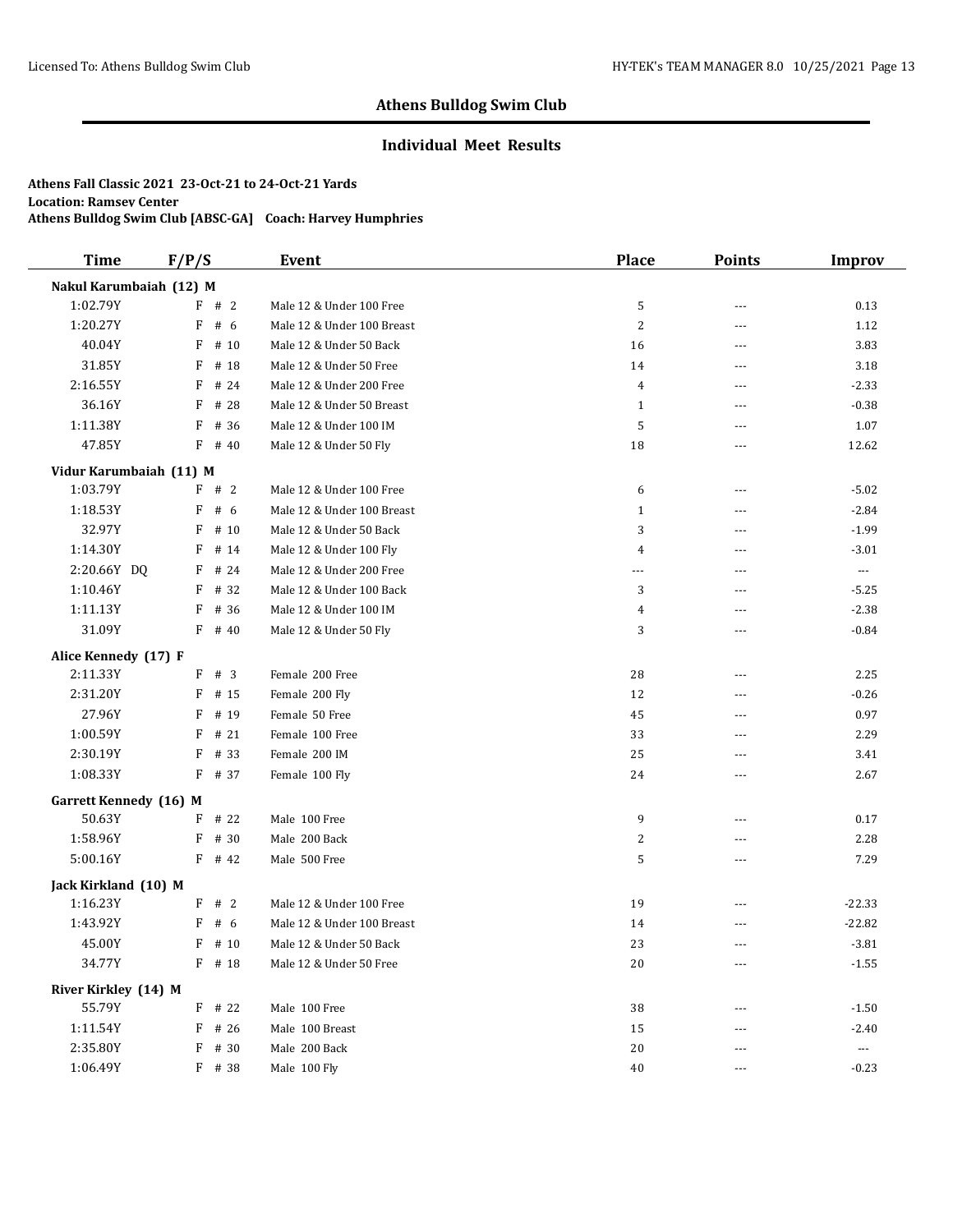## Athens Bulldog Swim Club

### Individual Meet Results

**Athens Fall Classic 2021 23-Oct-21 to 24-Oct-21 Yards**
**Location: Ramsey Center**
**Athens Bulldog Swim Club [ABSC-GA] Coach: Harvey Humphries**

| Time | F/P/S | Event | Place | Points | Improv |
|---|---|---|---|---|---|
| **Nakul Karumbaiah (12) M** | | | | | |
| 1:02.79Y | F # 2 | Male 12 & Under 100 Free | 5 | --- | 0.13 |
| 1:20.27Y | F # 6 | Male 12 & Under 100 Breast | 2 | --- | 1.12 |
| 40.04Y | F # 10 | Male 12 & Under 50 Back | 16 | --- | 3.83 |
| 31.85Y | F # 18 | Male 12 & Under 50 Free | 14 | --- | 3.18 |
| 2:16.55Y | F # 24 | Male 12 & Under 200 Free | 4 | --- | -2.33 |
| 36.16Y | F # 28 | Male 12 & Under 50 Breast | 1 | --- | -0.38 |
| 1:11.38Y | F # 36 | Male 12 & Under 100 IM | 5 | --- | 1.07 |
| 47.85Y | F # 40 | Male 12 & Under 50 Fly | 18 | --- | 12.62 |
| **Vidur Karumbaiah (11) M** | | | | | |
| 1:03.79Y | F # 2 | Male 12 & Under 100 Free | 6 | --- | -5.02 |
| 1:18.53Y | F # 6 | Male 12 & Under 100 Breast | 1 | --- | -2.84 |
| 32.97Y | F # 10 | Male 12 & Under 50 Back | 3 | --- | -1.99 |
| 1:14.30Y | F # 14 | Male 12 & Under 100 Fly | 4 | --- | -3.01 |
| 2:20.66Y DQ | F # 24 | Male 12 & Under 200 Free | --- | --- | --- |
| 1:10.46Y | F # 32 | Male 12 & Under 100 Back | 3 | --- | -5.25 |
| 1:11.13Y | F # 36 | Male 12 & Under 100 IM | 4 | --- | -2.38 |
| 31.09Y | F # 40 | Male 12 & Under 50 Fly | 3 | --- | -0.84 |
| **Alice Kennedy (17) F** | | | | | |
| 2:11.33Y | F # 3 | Female 200 Free | 28 | --- | 2.25 |
| 2:31.20Y | F # 15 | Female 200 Fly | 12 | --- | -0.26 |
| 27.96Y | F # 19 | Female 50 Free | 45 | --- | 0.97 |
| 1:00.59Y | F # 21 | Female 100 Free | 33 | --- | 2.29 |
| 2:30.19Y | F # 33 | Female 200 IM | 25 | --- | 3.41 |
| 1:08.33Y | F # 37 | Female 100 Fly | 24 | --- | 2.67 |
| **Garrett Kennedy (16) M** | | | | | |
| 50.63Y | F # 22 | Male 100 Free | 9 | --- | 0.17 |
| 1:58.96Y | F # 30 | Male 200 Back | 2 | --- | 2.28 |
| 5:00.16Y | F # 42 | Male 500 Free | 5 | --- | 7.29 |
| **Jack Kirkland (10) M** | | | | | |
| 1:16.23Y | F # 2 | Male 12 & Under 100 Free | 19 | --- | -22.33 |
| 1:43.92Y | F # 6 | Male 12 & Under 100 Breast | 14 | --- | -22.82 |
| 45.00Y | F # 10 | Male 12 & Under 50 Back | 23 | --- | -3.81 |
| 34.77Y | F # 18 | Male 12 & Under 50 Free | 20 | --- | -1.55 |
| **River Kirkley (14) M** | | | | | |
| 55.79Y | F # 22 | Male 100 Free | 38 | --- | -1.50 |
| 1:11.54Y | F # 26 | Male 100 Breast | 15 | --- | -2.40 |
| 2:35.80Y | F # 30 | Male 200 Back | 20 | --- | --- |
| 1:06.49Y | F # 38 | Male 100 Fly | 40 | --- | -0.23 |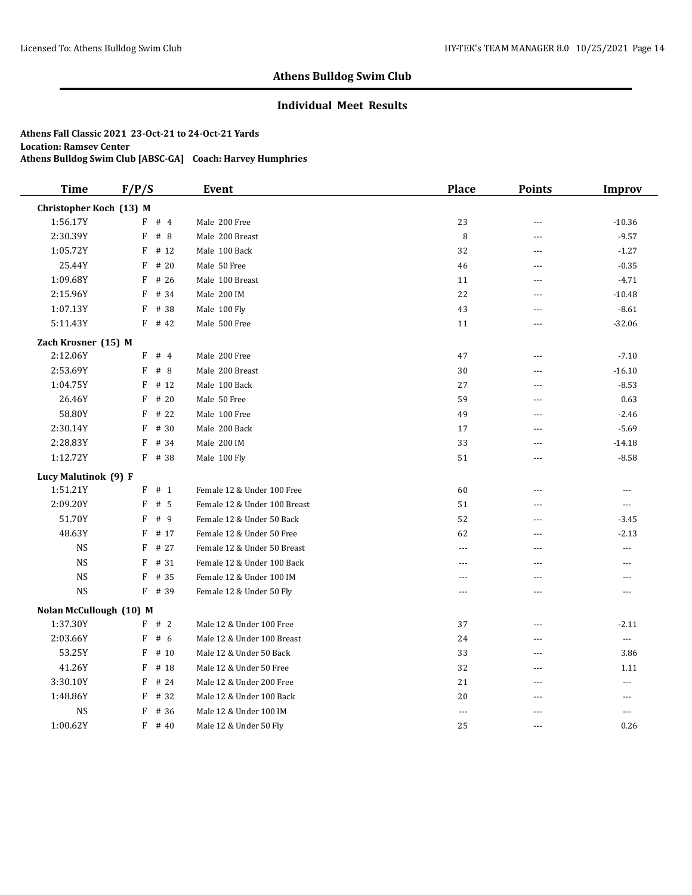## Athens Bulldog Swim Club

### Individual Meet Results

**Athens Fall Classic 2021 23-Oct-21 to 24-Oct-21 Yards**
**Location: Ramsey Center**
**Athens Bulldog Swim Club [ABSC-GA] Coach: Harvey Humphries**

| Time | F/P/S | Event | Place | Points | Improv |
|---|---|---|---|---|---|
| **Christopher Koch (13) M** | | | | | |
| 1:56.17Y | F # 4 | Male 200 Free | 23 | --- | -10.36 |
| 2:30.39Y | F # 8 | Male 200 Breast | 8 | --- | -9.57 |
| 1:05.72Y | F # 12 | Male 100 Back | 32 | --- | -1.27 |
| 25.44Y | F # 20 | Male 50 Free | 46 | --- | -0.35 |
| 1:09.68Y | F # 26 | Male 100 Breast | 11 | --- | -4.71 |
| 2:15.96Y | F # 34 | Male 200 IM | 22 | --- | -10.48 |
| 1:07.13Y | F # 38 | Male 100 Fly | 43 | --- | -8.61 |
| 5:11.43Y | F # 42 | Male 500 Free | 11 | --- | -32.06 |
| **Zach Krosner (15) M** | | | | | |
| 2:12.06Y | F # 4 | Male 200 Free | 47 | --- | -7.10 |
| 2:53.69Y | F # 8 | Male 200 Breast | 30 | --- | -16.10 |
| 1:04.75Y | F # 12 | Male 100 Back | 27 | --- | -8.53 |
| 26.46Y | F # 20 | Male 50 Free | 59 | --- | 0.63 |
| 58.80Y | F # 22 | Male 100 Free | 49 | --- | -2.46 |
| 2:30.14Y | F # 30 | Male 200 Back | 17 | --- | -5.69 |
| 2:28.83Y | F # 34 | Male 200 IM | 33 | --- | -14.18 |
| 1:12.72Y | F # 38 | Male 100 Fly | 51 | --- | -8.58 |
| **Lucy Malutinok (9) F** | | | | | |
| 1:51.21Y | F # 1 | Female 12 & Under 100 Free | 60 | --- | --- |
| 2:09.20Y | F # 5 | Female 12 & Under 100 Breast | 51 | --- | --- |
| 51.70Y | F # 9 | Female 12 & Under 50 Back | 52 | --- | -3.45 |
| 48.63Y | F # 17 | Female 12 & Under 50 Free | 62 | --- | -2.13 |
| NS | F # 27 | Female 12 & Under 50 Breast | --- | --- | --- |
| NS | F # 31 | Female 12 & Under 100 Back | --- | --- | --- |
| NS | F # 35 | Female 12 & Under 100 IM | --- | --- | --- |
| NS | F # 39 | Female 12 & Under 50 Fly | --- | --- | --- |
| **Nolan McCullough (10) M** | | | | | |
| 1:37.30Y | F # 2 | Male 12 & Under 100 Free | 37 | --- | -2.11 |
| 2:03.66Y | F # 6 | Male 12 & Under 100 Breast | 24 | --- | --- |
| 53.25Y | F # 10 | Male 12 & Under 50 Back | 33 | --- | 3.86 |
| 41.26Y | F # 18 | Male 12 & Under 50 Free | 32 | --- | 1.11 |
| 3:30.10Y | F # 24 | Male 12 & Under 200 Free | 21 | --- | --- |
| 1:48.86Y | F # 32 | Male 12 & Under 100 Back | 20 | --- | --- |
| NS | F # 36 | Male 12 & Under 100 IM | --- | --- | --- |
| 1:00.62Y | F # 40 | Male 12 & Under 50 Fly | 25 | --- | 0.26 |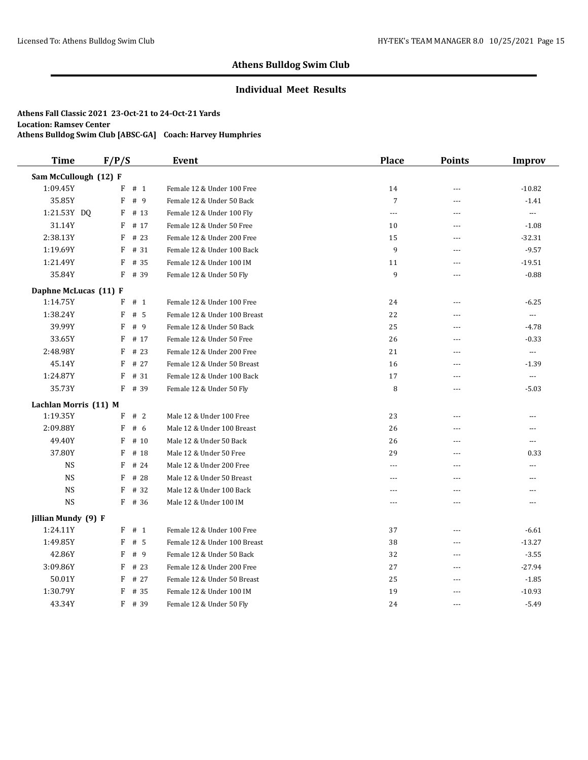## Athens Bulldog Swim Club

### Individual Meet Results

**Athens Fall Classic 2021 23-Oct-21 to 24-Oct-21 Yards**
**Location: Ramsey Center**
**Athens Bulldog Swim Club [ABSC-GA] Coach: Harvey Humphries**

| Time | F/P/S | Event | Place | Points | Improv |
|---|---|---|---|---|---|
| **Sam McCullough (12) F** | | | | | |
| 1:09.45Y | F # 1 | Female 12 & Under 100 Free | 14 | --- | -10.82 |
| 35.85Y | F # 9 | Female 12 & Under 50 Back | 7 | --- | -1.41 |
| 1:21.53Y DQ | F # 13 | Female 12 & Under 100 Fly | --- | --- | --- |
| 31.14Y | F # 17 | Female 12 & Under 50 Free | 10 | --- | -1.08 |
| 2:38.13Y | F # 23 | Female 12 & Under 200 Free | 15 | --- | -32.31 |
| 1:19.69Y | F # 31 | Female 12 & Under 100 Back | 9 | --- | -9.57 |
| 1:21.49Y | F # 35 | Female 12 & Under 100 IM | 11 | --- | -19.51 |
| 35.84Y | F # 39 | Female 12 & Under 50 Fly | 9 | --- | -0.88 |
| **Daphne McLucas (11) F** | | | | | |
| 1:14.75Y | F # 1 | Female 12 & Under 100 Free | 24 | --- | -6.25 |
| 1:38.24Y | F # 5 | Female 12 & Under 100 Breast | 22 | --- | --- |
| 39.99Y | F # 9 | Female 12 & Under 50 Back | 25 | --- | -4.78 |
| 33.65Y | F # 17 | Female 12 & Under 50 Free | 26 | --- | -0.33 |
| 2:48.98Y | F # 23 | Female 12 & Under 200 Free | 21 | --- | --- |
| 45.14Y | F # 27 | Female 12 & Under 50 Breast | 16 | --- | -1.39 |
| 1:24.87Y | F # 31 | Female 12 & Under 100 Back | 17 | --- | --- |
| 35.73Y | F # 39 | Female 12 & Under 50 Fly | 8 | --- | -5.03 |
| **Lachlan Morris (11) M** | | | | | |
| 1:19.35Y | F # 2 | Male 12 & Under 100 Free | 23 | --- | --- |
| 2:09.88Y | F # 6 | Male 12 & Under 100 Breast | 26 | --- | --- |
| 49.40Y | F # 10 | Male 12 & Under 50 Back | 26 | --- | --- |
| 37.80Y | F # 18 | Male 12 & Under 50 Free | 29 | --- | 0.33 |
| NS | F # 24 | Male 12 & Under 200 Free | --- | --- | --- |
| NS | F # 28 | Male 12 & Under 50 Breast | --- | --- | --- |
| NS | F # 32 | Male 12 & Under 100 Back | --- | --- | --- |
| NS | F # 36 | Male 12 & Under 100 IM | --- | --- | --- |
| **Jillian Mundy (9) F** | | | | | |
| 1:24.11Y | F # 1 | Female 12 & Under 100 Free | 37 | --- | -6.61 |
| 1:49.85Y | F # 5 | Female 12 & Under 100 Breast | 38 | --- | -13.27 |
| 42.86Y | F # 9 | Female 12 & Under 50 Back | 32 | --- | -3.55 |
| 3:09.86Y | F # 23 | Female 12 & Under 200 Free | 27 | --- | -27.94 |
| 50.01Y | F # 27 | Female 12 & Under 50 Breast | 25 | --- | -1.85 |
| 1:30.79Y | F # 35 | Female 12 & Under 100 IM | 19 | --- | -10.93 |
| 43.34Y | F # 39 | Female 12 & Under 50 Fly | 24 | --- | -5.49 |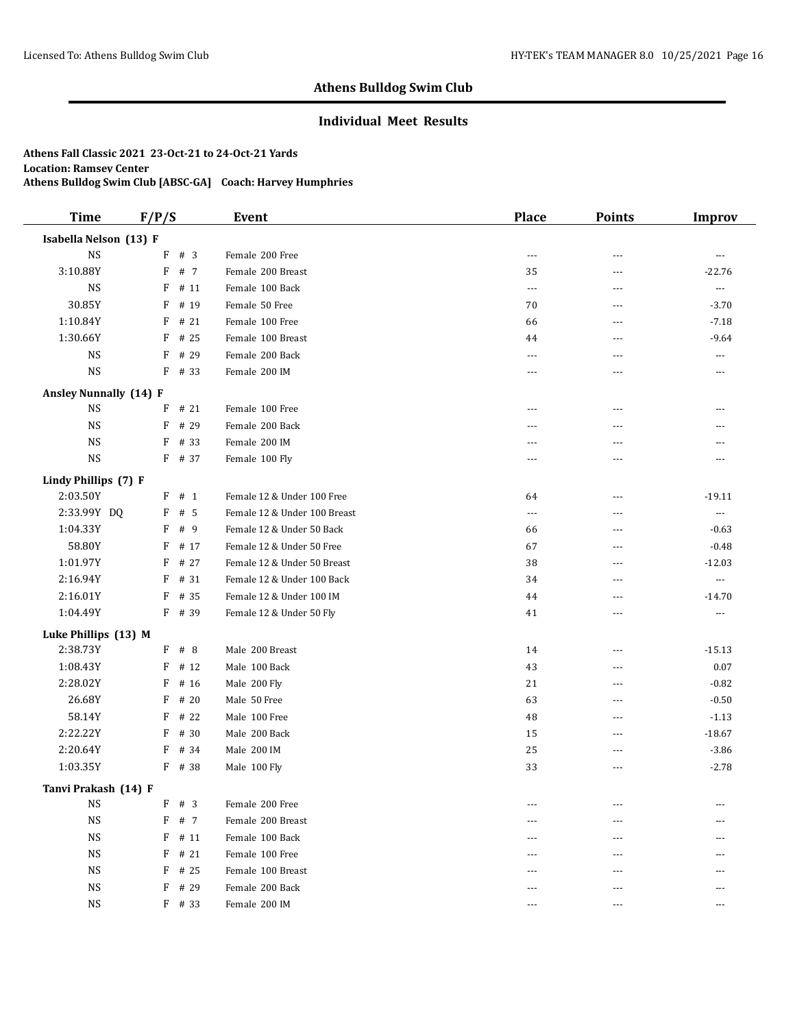# Athens Bulldog Swim Club

## Individual Meet Results

**Athens Fall Classic 2021 23-Oct-21 to 24-Oct-21 Yards**
**Location: Ramsey Center**
**Athens Bulldog Swim Club [ABSC-GA] Coach: Harvey Humphries**

| Time | F/P/S | Event | Place | Points | Improv |
|---|---|---|---|---|---|
| **Isabella Nelson (13) F** | | | | | |
| NS | F # 3 | Female 200 Free | --- | --- | --- |
| 3:10.88Y | F # 7 | Female 200 Breast | 35 | --- | -22.76 |
| NS | F # 11 | Female 100 Back | --- | --- | --- |
| 30.85Y | F # 19 | Female 50 Free | 70 | --- | -3.70 |
| 1:10.84Y | F # 21 | Female 100 Free | 66 | --- | -7.18 |
| 1:30.66Y | F # 25 | Female 100 Breast | 44 | --- | -9.64 |
| NS | F # 29 | Female 200 Back | --- | --- | --- |
| NS | F # 33 | Female 200 IM | --- | --- | --- |
| **Ansley Nunnally (14) F** | | | | | |
| NS | F # 21 | Female 100 Free | --- | --- | --- |
| NS | F # 29 | Female 200 Back | --- | --- | --- |
| NS | F # 33 | Female 200 IM | --- | --- | --- |
| NS | F # 37 | Female 100 Fly | --- | --- | --- |
| **Lindy Phillips (7) F** | | | | | |
| 2:03.50Y | F # 1 | Female 12 & Under 100 Free | 64 | --- | -19.11 |
| 2:33.99Y DQ | F # 5 | Female 12 & Under 100 Breast | --- | --- | --- |
| 1:04.33Y | F # 9 | Female 12 & Under 50 Back | 66 | --- | -0.63 |
| 58.80Y | F # 17 | Female 12 & Under 50 Free | 67 | --- | -0.48 |
| 1:01.97Y | F # 27 | Female 12 & Under 50 Breast | 38 | --- | -12.03 |
| 2:16.94Y | F # 31 | Female 12 & Under 100 Back | 34 | --- | --- |
| 2:16.01Y | F # 35 | Female 12 & Under 100 IM | 44 | --- | -14.70 |
| 1:04.49Y | F # 39 | Female 12 & Under 50 Fly | 41 | --- | --- |
| **Luke Phillips (13) M** | | | | | |
| 2:38.73Y | F # 8 | Male 200 Breast | 14 | --- | -15.13 |
| 1:08.43Y | F # 12 | Male 100 Back | 43 | --- | 0.07 |
| 2:28.02Y | F # 16 | Male 200 Fly | 21 | --- | -0.82 |
| 26.68Y | F # 20 | Male 50 Free | 63 | --- | -0.50 |
| 58.14Y | F # 22 | Male 100 Free | 48 | --- | -1.13 |
| 2:22.22Y | F # 30 | Male 200 Back | 15 | --- | -18.67 |
| 2:20.64Y | F # 34 | Male 200 IM | 25 | --- | -3.86 |
| 1:03.35Y | F # 38 | Male 100 Fly | 33 | --- | -2.78 |
| **Tanvi Prakash (14) F** | | | | | |
| NS | F # 3 | Female 200 Free | --- | --- | --- |
| NS | F # 7 | Female 200 Breast | --- | --- | --- |
| NS | F # 11 | Female 100 Back | --- | --- | --- |
| NS | F # 21 | Female 100 Free | --- | --- | --- |
| NS | F # 25 | Female 100 Breast | --- | --- | --- |
| NS | F # 29 | Female 200 Back | --- | --- | --- |
| NS | F # 33 | Female 200 IM | --- | --- | --- |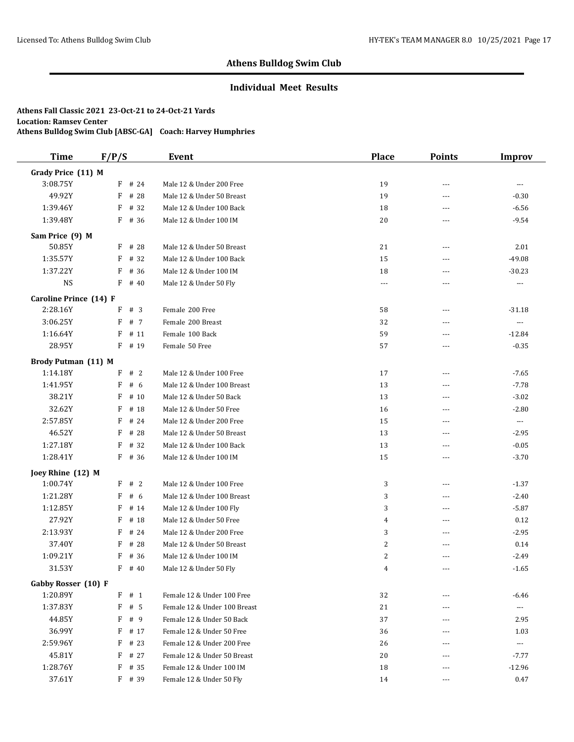## Athens Bulldog Swim Club

### Individual Meet Results

**Athens Fall Classic 2021 23-Oct-21 to 24-Oct-21 Yards**
**Location: Ramsey Center**
**Athens Bulldog Swim Club [ABSC-GA] Coach: Harvey Humphries**

| Time | F/P/S | Event | Place | Points | Improv |
|---|---|---|---|---|---|
| **Grady Price (11) M** | | | | | |
| 3:08.75Y | F # 24 | Male 12 & Under 200 Free | 19 | --- | --- |
| 49.92Y | F # 28 | Male 12 & Under 50 Breast | 19 | --- | -0.30 |
| 1:39.46Y | F # 32 | Male 12 & Under 100 Back | 18 | --- | -6.56 |
| 1:39.48Y | F # 36 | Male 12 & Under 100 IM | 20 | --- | -9.54 |
| **Sam Price (9) M** | | | | | |
| 50.85Y | F # 28 | Male 12 & Under 50 Breast | 21 | --- | 2.01 |
| 1:35.57Y | F # 32 | Male 12 & Under 100 Back | 15 | --- | -49.08 |
| 1:37.22Y | F # 36 | Male 12 & Under 100 IM | 18 | --- | -30.23 |
| NS | F # 40 | Male 12 & Under 50 Fly | --- | --- | --- |
| **Caroline Prince (14) F** | | | | | |
| 2:28.16Y | F # 3 | Female 200 Free | 58 | --- | -31.18 |
| 3:06.25Y | F # 7 | Female 200 Breast | 32 | --- | --- |
| 1:16.64Y | F # 11 | Female 100 Back | 59 | --- | -12.84 |
| 28.95Y | F # 19 | Female 50 Free | 57 | --- | -0.35 |
| **Brody Putman (11) M** | | | | | |
| 1:14.18Y | F # 2 | Male 12 & Under 100 Free | 17 | --- | -7.65 |
| 1:41.95Y | F # 6 | Male 12 & Under 100 Breast | 13 | --- | -7.78 |
| 38.21Y | F # 10 | Male 12 & Under 50 Back | 13 | --- | -3.02 |
| 32.62Y | F # 18 | Male 12 & Under 50 Free | 16 | --- | -2.80 |
| 2:57.85Y | F # 24 | Male 12 & Under 200 Free | 15 | --- | --- |
| 46.52Y | F # 28 | Male 12 & Under 50 Breast | 13 | --- | -2.95 |
| 1:27.18Y | F # 32 | Male 12 & Under 100 Back | 13 | --- | -0.05 |
| 1:28.41Y | F # 36 | Male 12 & Under 100 IM | 15 | --- | -3.70 |
| **Joey Rhine (12) M** | | | | | |
| 1:00.74Y | F # 2 | Male 12 & Under 100 Free | 3 | --- | -1.37 |
| 1:21.28Y | F # 6 | Male 12 & Under 100 Breast | 3 | --- | -2.40 |
| 1:12.85Y | F # 14 | Male 12 & Under 100 Fly | 3 | --- | -5.87 |
| 27.92Y | F # 18 | Male 12 & Under 50 Free | 4 | --- | 0.12 |
| 2:13.93Y | F # 24 | Male 12 & Under 200 Free | 3 | --- | -2.95 |
| 37.40Y | F # 28 | Male 12 & Under 50 Breast | 2 | --- | 0.14 |
| 1:09.21Y | F # 36 | Male 12 & Under 100 IM | 2 | --- | -2.49 |
| 31.53Y | F # 40 | Male 12 & Under 50 Fly | 4 | --- | -1.65 |
| **Gabby Rosser (10) F** | | | | | |
| 1:20.89Y | F # 1 | Female 12 & Under 100 Free | 32 | --- | -6.46 |
| 1:37.83Y | F # 5 | Female 12 & Under 100 Breast | 21 | --- | --- |
| 44.85Y | F # 9 | Female 12 & Under 50 Back | 37 | --- | 2.95 |
| 36.99Y | F # 17 | Female 12 & Under 50 Free | 36 | --- | 1.03 |
| 2:59.96Y | F # 23 | Female 12 & Under 200 Free | 26 | --- | --- |
| 45.81Y | F # 27 | Female 12 & Under 50 Breast | 20 | --- | -7.77 |
| 1:28.76Y | F # 35 | Female 12 & Under 100 IM | 18 | --- | -12.96 |
| 37.61Y | F # 39 | Female 12 & Under 50 Fly | 14 | --- | 0.47 |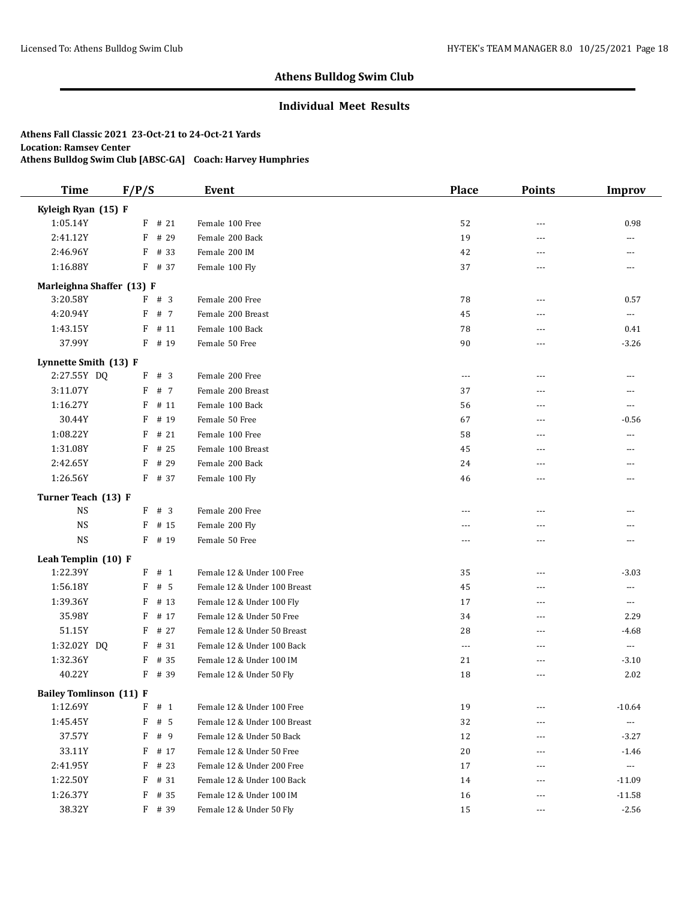## Athens Bulldog Swim Club

### Individual Meet Results

**Athens Fall Classic 2021 23-Oct-21 to 24-Oct-21 Yards**
**Location: Ramsey Center**
**Athens Bulldog Swim Club [ABSC-GA] Coach: Harvey Humphries**

| Time | F/P/S | Event | Place | Points | Improv |
|---|---|---|---|---|---|
| **Kyleigh Ryan (15) F** | | | | | |
| 1:05.14Y | F # 21 | Female 100 Free | 52 | --- | 0.98 |
| 2:41.12Y | F # 29 | Female 200 Back | 19 | --- | --- |
| 2:46.96Y | F # 33 | Female 200 IM | 42 | --- | --- |
| 1:16.88Y | F # 37 | Female 100 Fly | 37 | --- | --- |
| **Marleighna Shaffer (13) F** | | | | | |
| 3:20.58Y | F # 3 | Female 200 Free | 78 | --- | 0.57 |
| 4:20.94Y | F # 7 | Female 200 Breast | 45 | --- | --- |
| 1:43.15Y | F # 11 | Female 100 Back | 78 | --- | 0.41 |
| 37.99Y | F # 19 | Female 50 Free | 90 | --- | -3.26 |
| **Lynnette Smith (13) F** | | | | | |
| 2:27.55Y DQ | F # 3 | Female 200 Free | --- | --- | --- |
| 3:11.07Y | F # 7 | Female 200 Breast | 37 | --- | --- |
| 1:16.27Y | F # 11 | Female 100 Back | 56 | --- | --- |
| 30.44Y | F # 19 | Female 50 Free | 67 | --- | -0.56 |
| 1:08.22Y | F # 21 | Female 100 Free | 58 | --- | --- |
| 1:31.08Y | F # 25 | Female 100 Breast | 45 | --- | --- |
| 2:42.65Y | F # 29 | Female 200 Back | 24 | --- | --- |
| 1:26.56Y | F # 37 | Female 100 Fly | 46 | --- | --- |
| **Turner Teach (13) F** | | | | | |
| NS | F # 3 | Female 200 Free | --- | --- | --- |
| NS | F # 15 | Female 200 Fly | --- | --- | --- |
| NS | F # 19 | Female 50 Free | --- | --- | --- |
| **Leah Templin (10) F** | | | | | |
| 1:22.39Y | F # 1 | Female 12 & Under 100 Free | 35 | --- | -3.03 |
| 1:56.18Y | F # 5 | Female 12 & Under 100 Breast | 45 | --- | --- |
| 1:39.36Y | F # 13 | Female 12 & Under 100 Fly | 17 | --- | --- |
| 35.98Y | F # 17 | Female 12 & Under 50 Free | 34 | --- | 2.29 |
| 51.15Y | F # 27 | Female 12 & Under 50 Breast | 28 | --- | -4.68 |
| 1:32.02Y DQ | F # 31 | Female 12 & Under 100 Back | --- | --- | --- |
| 1:32.36Y | F # 35 | Female 12 & Under 100 IM | 21 | --- | -3.10 |
| 40.22Y | F # 39 | Female 12 & Under 50 Fly | 18 | --- | 2.02 |
| **Bailey Tomlinson (11) F** | | | | | |
| 1:12.69Y | F # 1 | Female 12 & Under 100 Free | 19 | --- | -10.64 |
| 1:45.45Y | F # 5 | Female 12 & Under 100 Breast | 32 | --- | --- |
| 37.57Y | F # 9 | Female 12 & Under 50 Back | 12 | --- | -3.27 |
| 33.11Y | F # 17 | Female 12 & Under 50 Free | 20 | --- | -1.46 |
| 2:41.95Y | F # 23 | Female 12 & Under 200 Free | 17 | --- | --- |
| 1:22.50Y | F # 31 | Female 12 & Under 100 Back | 14 | --- | -11.09 |
| 1:26.37Y | F # 35 | Female 12 & Under 100 IM | 16 | --- | -11.58 |
| 38.32Y | F # 39 | Female 12 & Under 50 Fly | 15 | --- | -2.56 |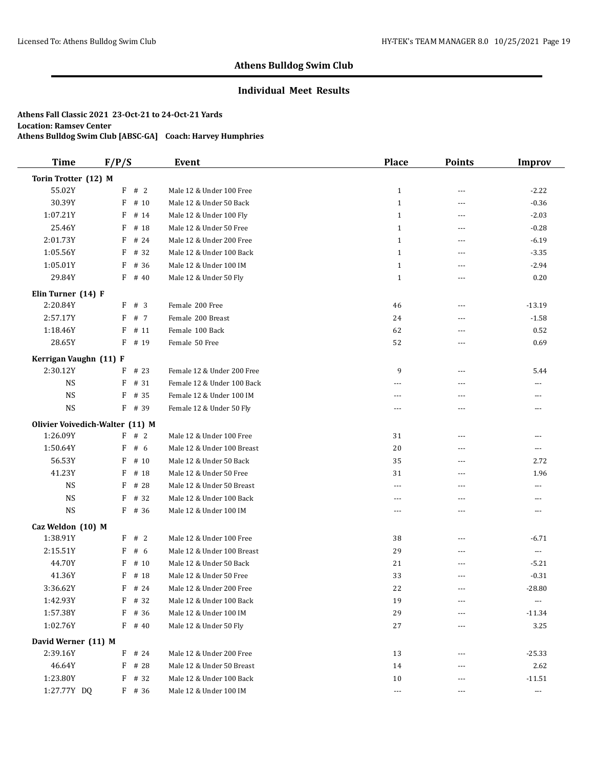# Athens Bulldog Swim Club

## Individual Meet Results

**Athens Fall Classic 2021 23-Oct-21 to 24-Oct-21 Yards**
**Location: Ramsey Center**
**Athens Bulldog Swim Club [ABSC-GA] Coach: Harvey Humphries**

| Time | F/P/S | Event | Place | Points | Improv |
|---|---|---|---|---|---|
| **Torin Trotter (12) M** | | | | | |
| 55.02Y | F # 2 | Male 12 & Under 100 Free | 1 | --- | -2.22 |
| 30.39Y | F # 10 | Male 12 & Under 50 Back | 1 | --- | -0.36 |
| 1:07.21Y | F # 14 | Male 12 & Under 100 Fly | 1 | --- | -2.03 |
| 25.46Y | F # 18 | Male 12 & Under 50 Free | 1 | --- | -0.28 |
| 2:01.73Y | F # 24 | Male 12 & Under 200 Free | 1 | --- | -6.19 |
| 1:05.56Y | F # 32 | Male 12 & Under 100 Back | 1 | --- | -3.35 |
| 1:05.01Y | F # 36 | Male 12 & Under 100 IM | 1 | --- | -2.94 |
| 29.84Y | F # 40 | Male 12 & Under 50 Fly | 1 | --- | 0.20 |
| **Elin Turner (14) F** | | | | | |
| 2:20.84Y | F # 3 | Female 200 Free | 46 | --- | -13.19 |
| 2:57.17Y | F # 7 | Female 200 Breast | 24 | --- | -1.58 |
| 1:18.46Y | F # 11 | Female 100 Back | 62 | --- | 0.52 |
| 28.65Y | F # 19 | Female 50 Free | 52 | --- | 0.69 |
| **Kerrigan Vaughn (11) F** | | | | | |
| 2:30.12Y | F # 23 | Female 12 & Under 200 Free | 9 | --- | 5.44 |
| NS | F # 31 | Female 12 & Under 100 Back | --- | --- | --- |
| NS | F # 35 | Female 12 & Under 100 IM | --- | --- | --- |
| NS | F # 39 | Female 12 & Under 50 Fly | --- | --- | --- |
| **Olivier Voivedich-Walter (11) M** | | | | | |
| 1:26.09Y | F # 2 | Male 12 & Under 100 Free | 31 | --- | --- |
| 1:50.64Y | F # 6 | Male 12 & Under 100 Breast | 20 | --- | --- |
| 56.53Y | F # 10 | Male 12 & Under 50 Back | 35 | --- | 2.72 |
| 41.23Y | F # 18 | Male 12 & Under 50 Free | 31 | --- | 1.96 |
| NS | F # 28 | Male 12 & Under 50 Breast | --- | --- | --- |
| NS | F # 32 | Male 12 & Under 100 Back | --- | --- | --- |
| NS | F # 36 | Male 12 & Under 100 IM | --- | --- | --- |
| **Caz Weldon (10) M** | | | | | |
| 1:38.91Y | F # 2 | Male 12 & Under 100 Free | 38 | --- | -6.71 |
| 2:15.51Y | F # 6 | Male 12 & Under 100 Breast | 29 | --- | --- |
| 44.70Y | F # 10 | Male 12 & Under 50 Back | 21 | --- | -5.21 |
| 41.36Y | F # 18 | Male 12 & Under 50 Free | 33 | --- | -0.31 |
| 3:36.62Y | F # 24 | Male 12 & Under 200 Free | 22 | --- | -28.80 |
| 1:42.93Y | F # 32 | Male 12 & Under 100 Back | 19 | --- | --- |
| 1:57.38Y | F # 36 | Male 12 & Under 100 IM | 29 | --- | -11.34 |
| 1:02.76Y | F # 40 | Male 12 & Under 50 Fly | 27 | --- | 3.25 |
| **David Werner (11) M** | | | | | |
| 2:39.16Y | F # 24 | Male 12 & Under 200 Free | 13 | --- | -25.33 |
| 46.64Y | F # 28 | Male 12 & Under 50 Breast | 14 | --- | 2.62 |
| 1:23.80Y | F # 32 | Male 12 & Under 100 Back | 10 | --- | -11.51 |
| 1:27.77Y DQ | F # 36 | Male 12 & Under 100 IM | --- | --- | --- |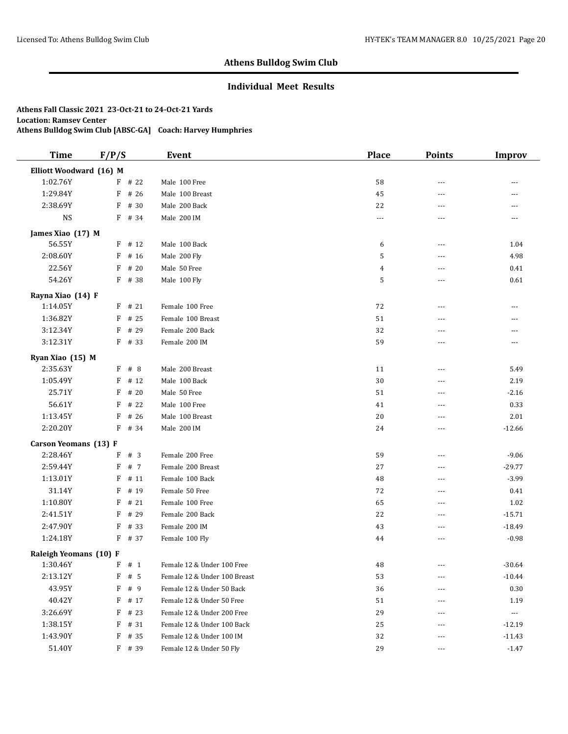## Athens Bulldog Swim Club

### Individual Meet Results

**Athens Fall Classic 2021 23-Oct-21 to 24-Oct-21 Yards**
**Location: Ramsey Center**
**Athens Bulldog Swim Club [ABSC-GA] Coach: Harvey Humphries**

| Time | F/P/S | Event | Place | Points | Improv |
|---|---|---|---|---|---|
| **Elliott Woodward (16) M** | | | | | |
| 1:02.76Y | F # 22 | Male 100 Free | 58 | --- | --- |
| 1:29.84Y | F # 26 | Male 100 Breast | 45 | --- | --- |
| 2:38.69Y | F # 30 | Male 200 Back | 22 | --- | --- |
| NS | F # 34 | Male 200 IM | --- | --- | --- |
| **James Xiao (17) M** | | | | | |
| 56.55Y | F # 12 | Male 100 Back | 6 | --- | 1.04 |
| 2:08.60Y | F # 16 | Male 200 Fly | 5 | --- | 4.98 |
| 22.56Y | F # 20 | Male 50 Free | 4 | --- | 0.41 |
| 54.26Y | F # 38 | Male 100 Fly | 5 | --- | 0.61 |
| **Rayna Xiao (14) F** | | | | | |
| 1:14.05Y | F # 21 | Female 100 Free | 72 | --- | --- |
| 1:36.82Y | F # 25 | Female 100 Breast | 51 | --- | --- |
| 3:12.34Y | F # 29 | Female 200 Back | 32 | --- | --- |
| 3:12.31Y | F # 33 | Female 200 IM | 59 | --- | --- |
| **Ryan Xiao (15) M** | | | | | |
| 2:35.63Y | F # 8 | Male 200 Breast | 11 | --- | 5.49 |
| 1:05.49Y | F # 12 | Male 100 Back | 30 | --- | 2.19 |
| 25.71Y | F # 20 | Male 50 Free | 51 | --- | -2.16 |
| 56.61Y | F # 22 | Male 100 Free | 41 | --- | 0.33 |
| 1:13.45Y | F # 26 | Male 100 Breast | 20 | --- | 2.01 |
| 2:20.20Y | F # 34 | Male 200 IM | 24 | --- | -12.66 |
| **Carson Yeomans (13) F** | | | | | |
| 2:28.46Y | F # 3 | Female 200 Free | 59 | --- | -9.06 |
| 2:59.44Y | F # 7 | Female 200 Breast | 27 | --- | -29.77 |
| 1:13.01Y | F # 11 | Female 100 Back | 48 | --- | -3.99 |
| 31.14Y | F # 19 | Female 50 Free | 72 | --- | 0.41 |
| 1:10.80Y | F # 21 | Female 100 Free | 65 | --- | 1.02 |
| 2:41.51Y | F # 29 | Female 200 Back | 22 | --- | -15.71 |
| 2:47.90Y | F # 33 | Female 200 IM | 43 | --- | -18.49 |
| 1:24.18Y | F # 37 | Female 100 Fly | 44 | --- | -0.98 |
| **Raleigh Yeomans (10) F** | | | | | |
| 1:30.46Y | F # 1 | Female 12 & Under 100 Free | 48 | --- | -30.64 |
| 2:13.12Y | F # 5 | Female 12 & Under 100 Breast | 53 | --- | -10.44 |
| 43.95Y | F # 9 | Female 12 & Under 50 Back | 36 | --- | 0.30 |
| 40.42Y | F # 17 | Female 12 & Under 50 Free | 51 | --- | 1.19 |
| 3:26.69Y | F # 23 | Female 12 & Under 200 Free | 29 | --- | --- |
| 1:38.15Y | F # 31 | Female 12 & Under 100 Back | 25 | --- | -12.19 |
| 1:43.90Y | F # 35 | Female 12 & Under 100 IM | 32 | --- | -11.43 |
| 51.40Y | F # 39 | Female 12 & Under 50 Fly | 29 | --- | -1.47 |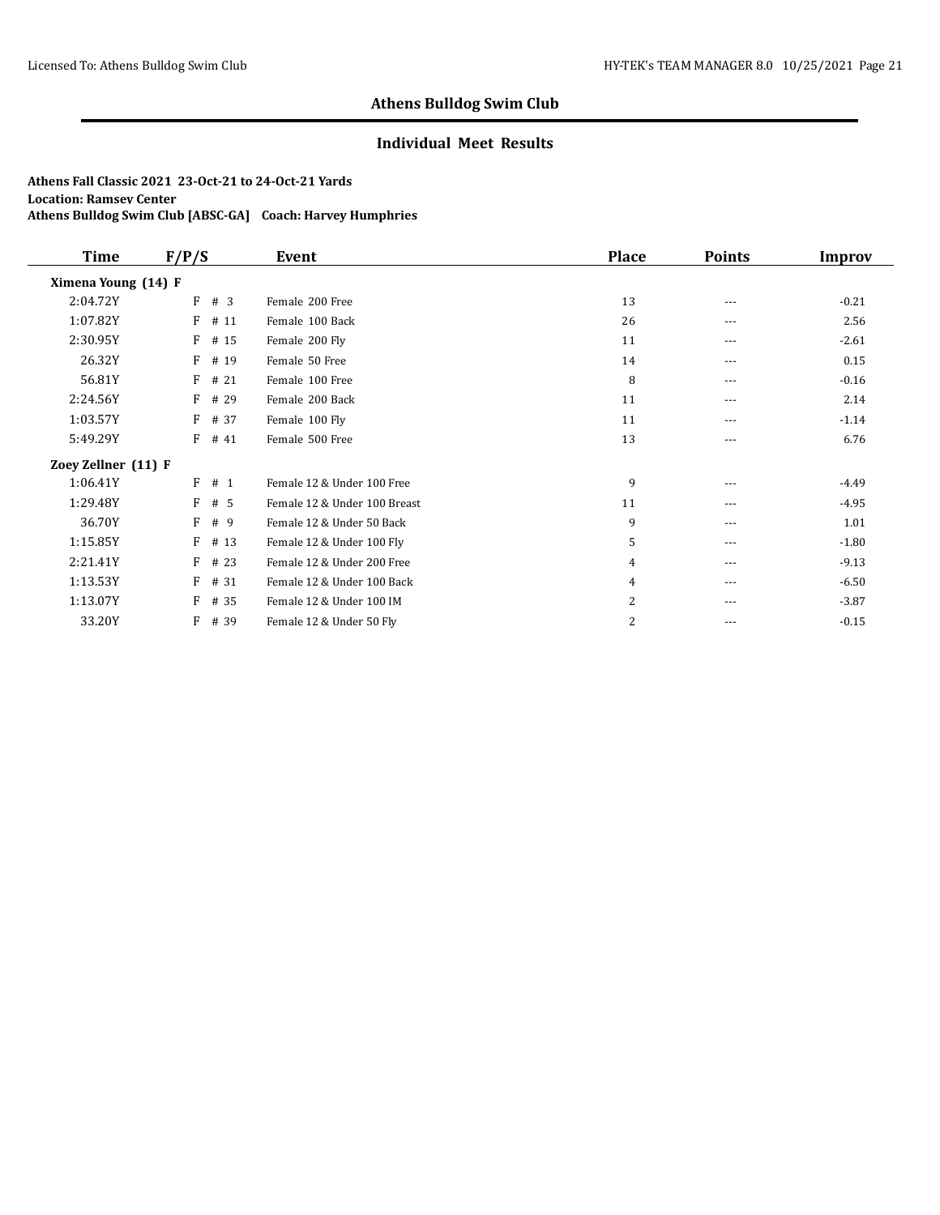## Athens Bulldog Swim Club

### Individual Meet Results

**Athens Fall Classic 2021 23-Oct-21 to 24-Oct-21 Yards**
**Location: Ramsey Center**
**Athens Bulldog Swim Club [ABSC-GA] Coach: Harvey Humphries**

| Time | F/P/S | Event | Place | Points | Improv |
|---|---|---|---|---|---|
| **Ximena Young (14) F** | | | | | |
| 2:04.72Y | F # 3 | Female 200 Free | 13 | --- | -0.21 |
| 1:07.82Y | F # 11 | Female 100 Back | 26 | --- | 2.56 |
| 2:30.95Y | F # 15 | Female 200 Fly | 11 | --- | -2.61 |
| 26.32Y | F # 19 | Female 50 Free | 14 | --- | 0.15 |
| 56.81Y | F # 21 | Female 100 Free | 8 | --- | -0.16 |
| 2:24.56Y | F # 29 | Female 200 Back | 11 | --- | 2.14 |
| 1:03.57Y | F # 37 | Female 100 Fly | 11 | --- | -1.14 |
| 5:49.29Y | F # 41 | Female 500 Free | 13 | --- | 6.76 |
| **Zoey Zellner (11) F** | | | | | |
| 1:06.41Y | F # 1 | Female 12 & Under 100 Free | 9 | --- | -4.49 |
| 1:29.48Y | F # 5 | Female 12 & Under 100 Breast | 11 | --- | -4.95 |
| 36.70Y | F # 9 | Female 12 & Under 50 Back | 9 | --- | 1.01 |
| 1:15.85Y | F # 13 | Female 12 & Under 100 Fly | 5 | --- | -1.80 |
| 2:21.41Y | F # 23 | Female 12 & Under 200 Free | 4 | --- | -9.13 |
| 1:13.53Y | F # 31 | Female 12 & Under 100 Back | 4 | --- | -6.50 |
| 1:13.07Y | F # 35 | Female 12 & Under 100 IM | 2 | --- | -3.87 |
| 33.20Y | F # 39 | Female 12 & Under 50 Fly | 2 | --- | -0.15 |